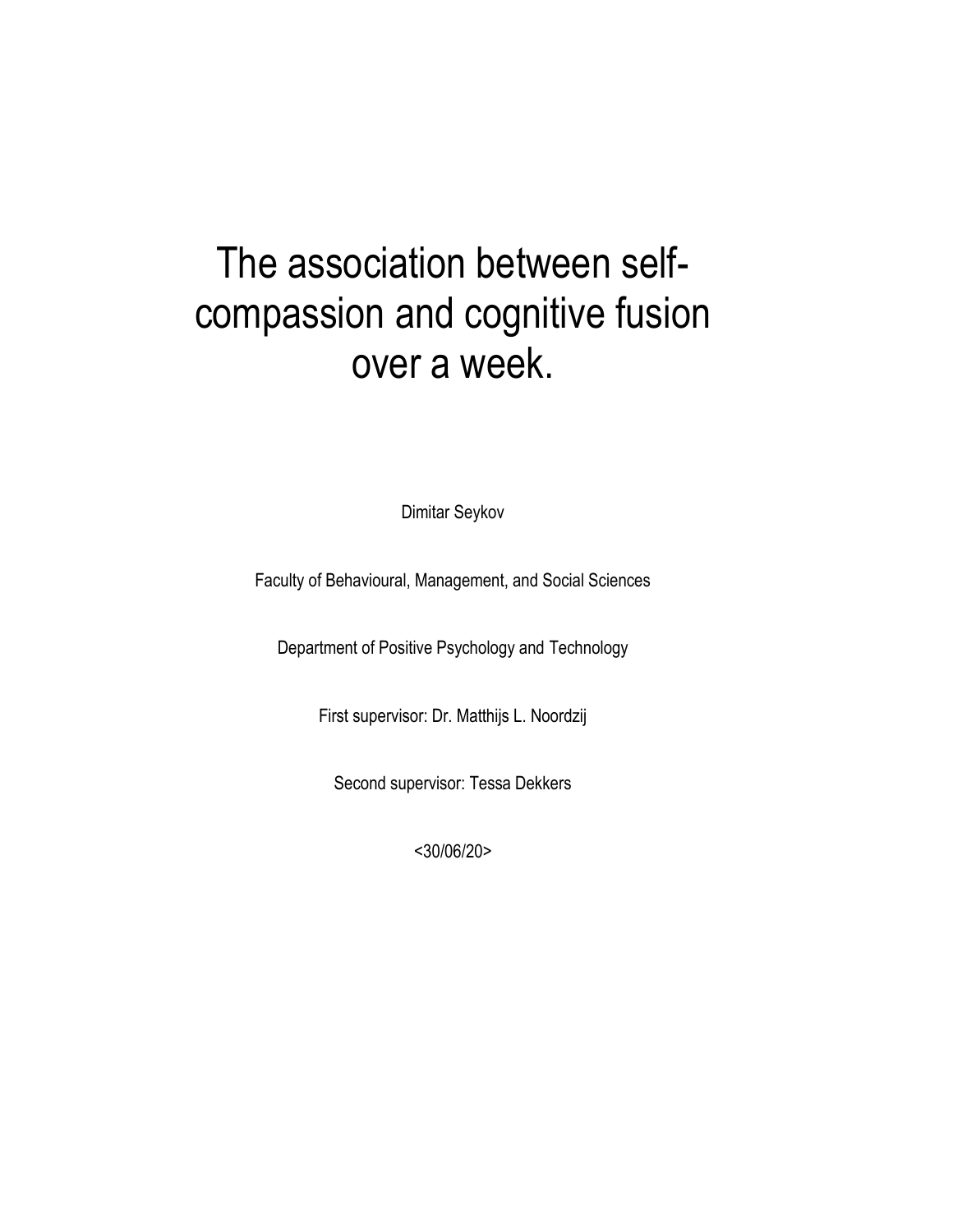# The association between self-compassion and cognitive fusion over a week.

Dimitar Seykov

Faculty of Behavioural, Management, and Social Sciences

Department of Positive Psychology and Technology

First supervisor: Dr. Matthijs L. Noordzij

Second supervisor: Tessa Dekkers

<30/06/20>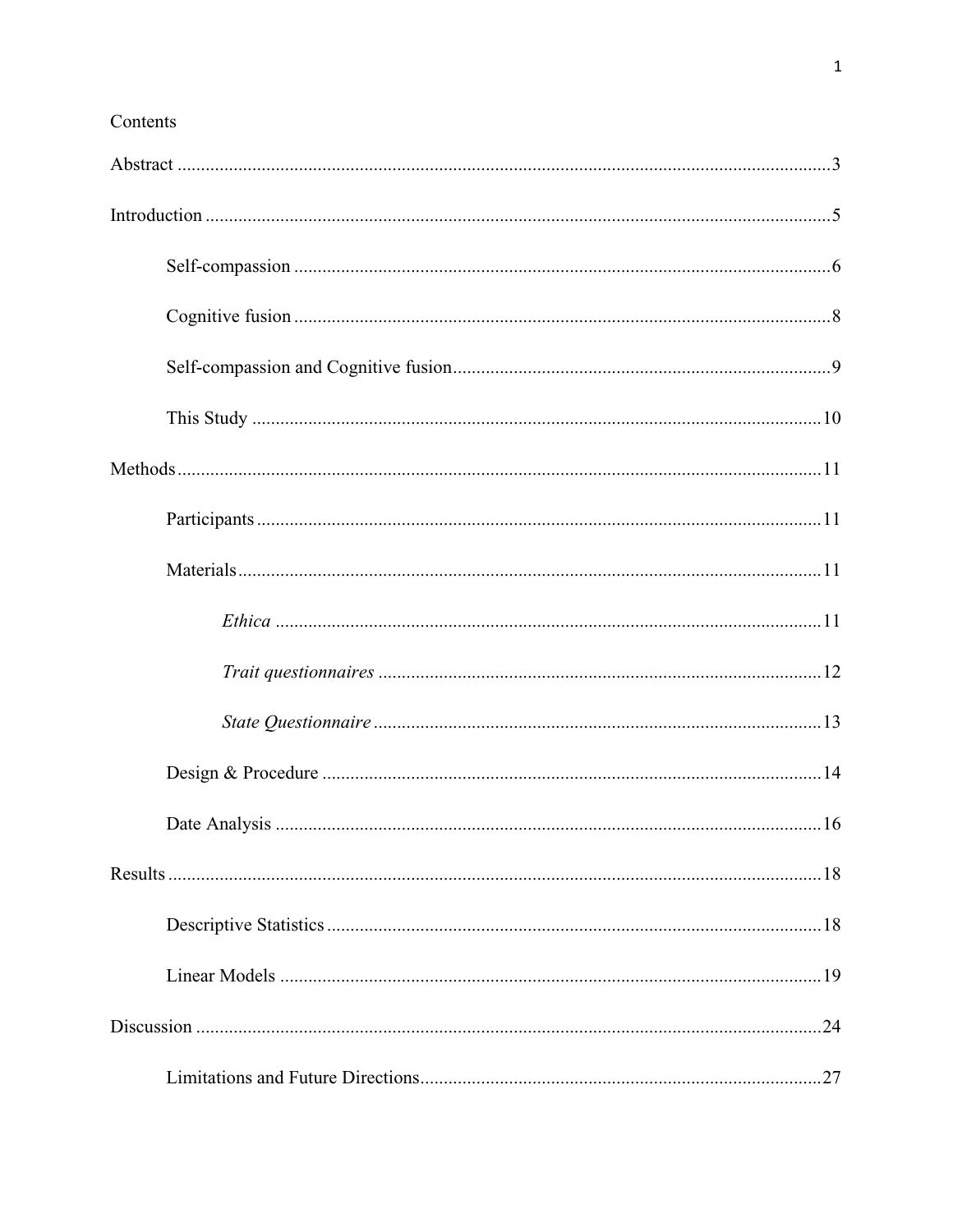Contents

Abstract ........................................................................................................................... 3

Introduction ..................................................................................................................... 5

  Self-compassion .................................................................................................. 6

  Cognitive fusion .................................................................................................. 8

  Self-compassion and Cognitive fusion ................................................................ 9

  This Study ......................................................................................................... 10

Methods ......................................................................................................................... 11

  Participants ....................................................................................................... 11

  Materials ........................................................................................................... 11

    *Ethica* .................................................................................................... 11

    *Trait questionnaires* .............................................................................. 12

    *State Questionnaire* ............................................................................... 13

  Design & Procedure .......................................................................................... 14

  Date Analysis .................................................................................................... 16

Results ........................................................................................................................... 18

  Descriptive Statistics ......................................................................................... 18

  Linear Models ................................................................................................... 19

Discussion ..................................................................................................................... 24

  Limitations and Future Directions ..................................................................... 27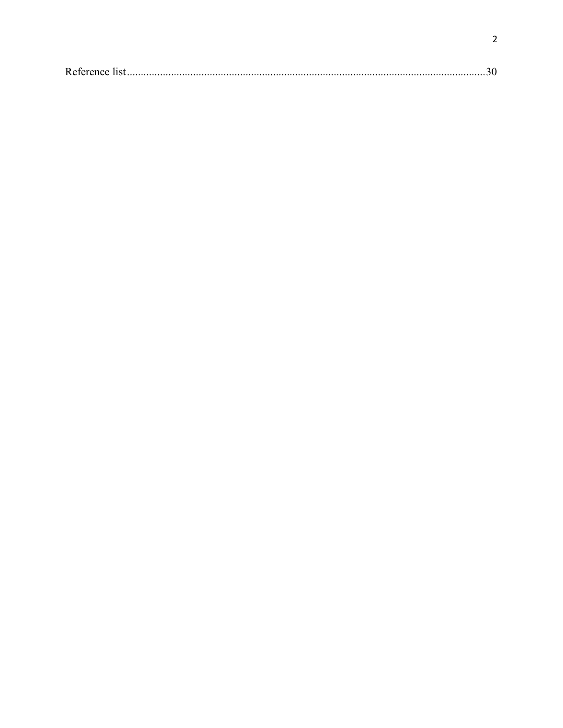Reference list .......................................................................................................................30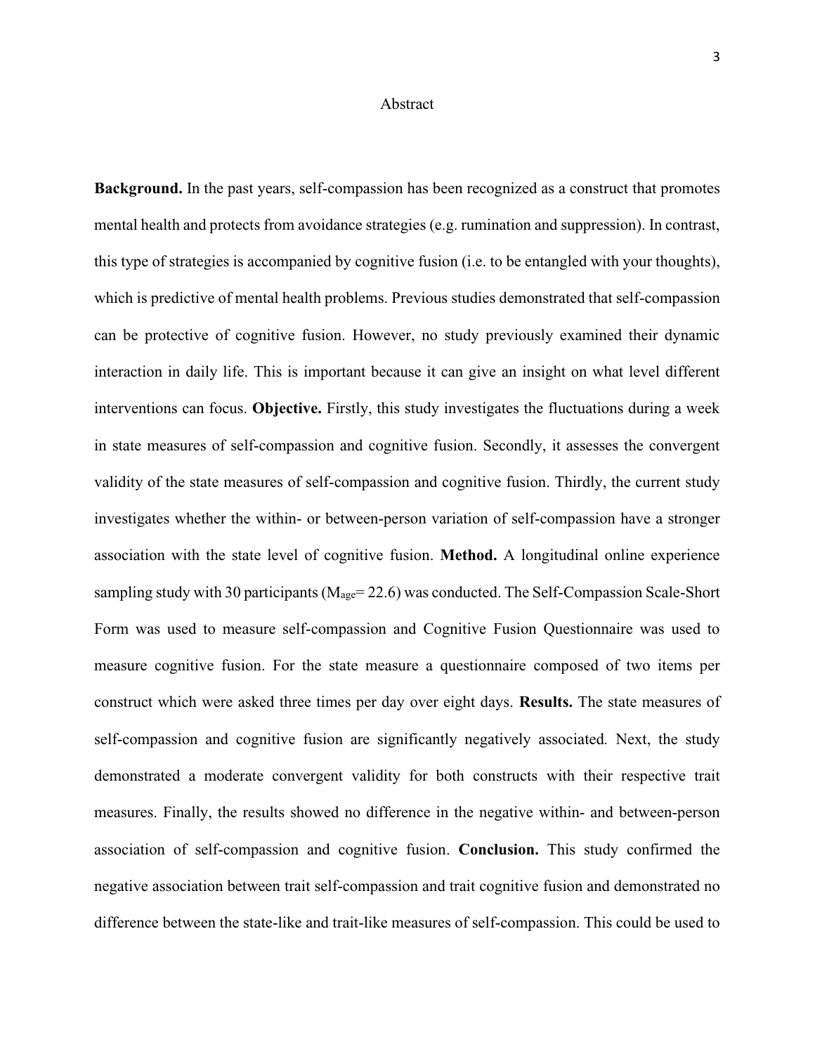# Abstract

**Background.** In the past years, self-compassion has been recognized as a construct that promotes mental health and protects from avoidance strategies (e.g. rumination and suppression). In contrast, this type of strategies is accompanied by cognitive fusion (i.e. to be entangled with your thoughts), which is predictive of mental health problems. Previous studies demonstrated that self-compassion can be protective of cognitive fusion. However, no study previously examined their dynamic interaction in daily life. This is important because it can give an insight on what level different interventions can focus. **Objective.** Firstly, this study investigates the fluctuations during a week in state measures of self-compassion and cognitive fusion. Secondly, it assesses the convergent validity of the state measures of self-compassion and cognitive fusion. Thirdly, the current study investigates whether the within- or between-person variation of self-compassion have a stronger association with the state level of cognitive fusion. **Method.** A longitudinal online experience sampling study with 30 participants ($M_{age}$= 22.6) was conducted. The Self-Compassion Scale-Short Form was used to measure self-compassion and Cognitive Fusion Questionnaire was used to measure cognitive fusion. For the state measure a questionnaire composed of two items per construct which were asked three times per day over eight days. **Results.** The state measures of self-compassion and cognitive fusion are significantly negatively associated. Next, the study demonstrated a moderate convergent validity for both constructs with their respective trait measures. Finally, the results showed no difference in the negative within- and between-person association of self-compassion and cognitive fusion. **Conclusion.** This study confirmed the negative association between trait self-compassion and trait cognitive fusion and demonstrated no difference between the state-like and trait-like measures of self-compassion. This could be used to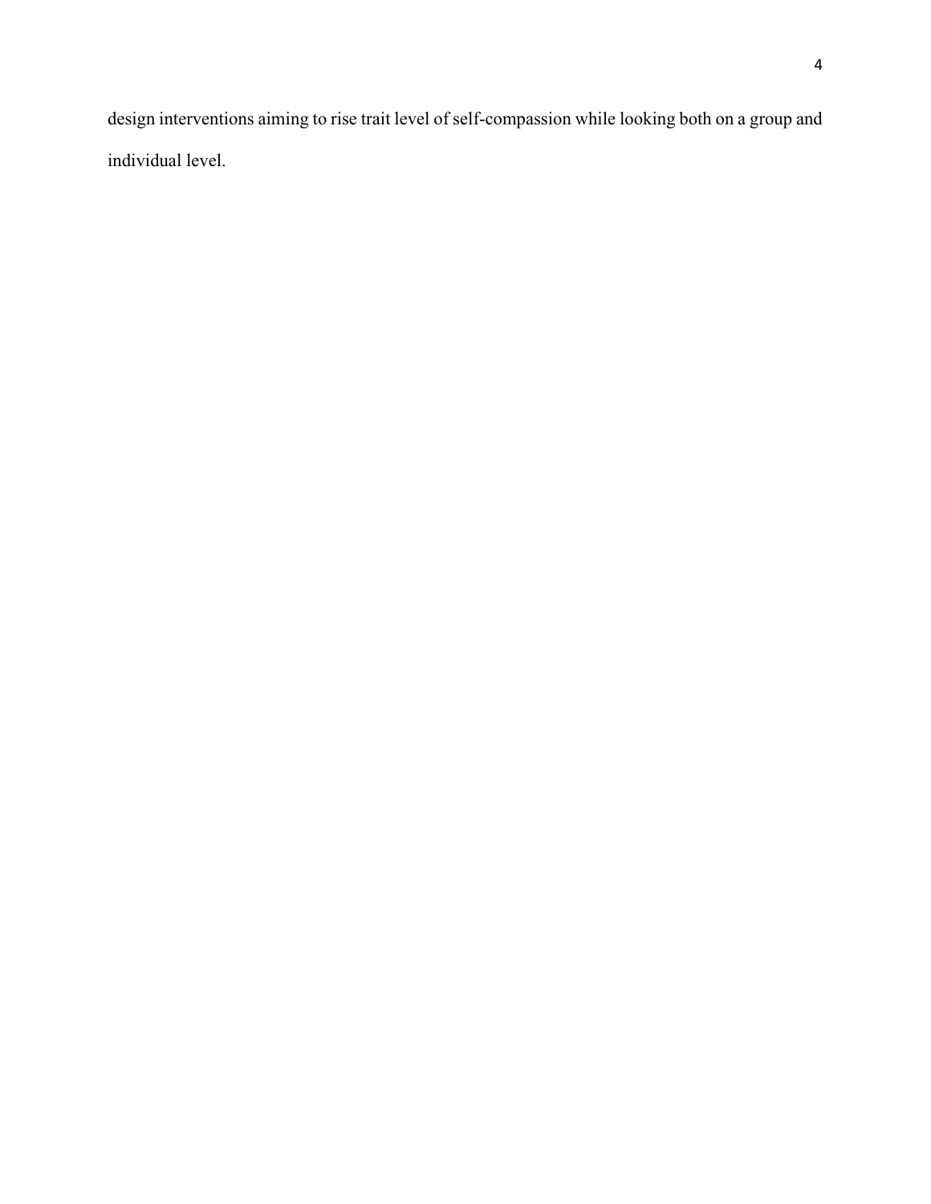design interventions aiming to rise trait level of self-compassion while looking both on a group and individual level.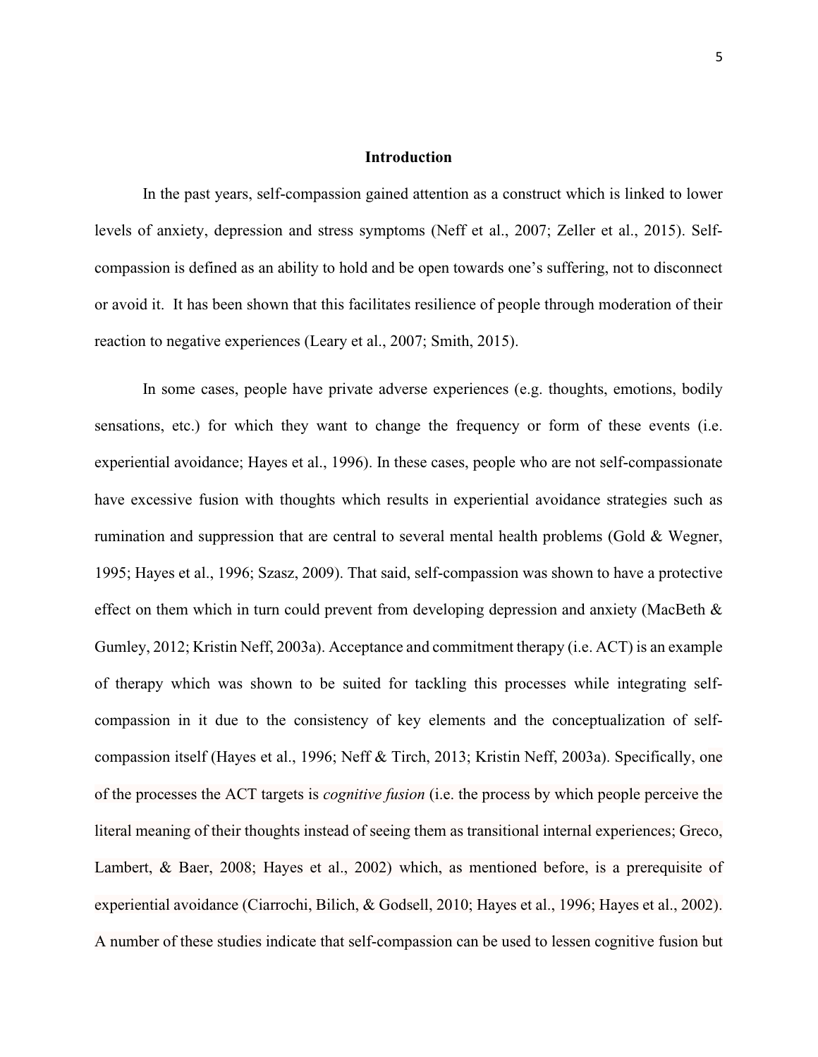## Introduction

In the past years, self-compassion gained attention as a construct which is linked to lower levels of anxiety, depression and stress symptoms (Neff et al., 2007; Zeller et al., 2015). Self-compassion is defined as an ability to hold and be open towards one's suffering, not to disconnect or avoid it. It has been shown that this facilitates resilience of people through moderation of their reaction to negative experiences (Leary et al., 2007; Smith, 2015).

In some cases, people have private adverse experiences (e.g. thoughts, emotions, bodily sensations, etc.) for which they want to change the frequency or form of these events (i.e. experiential avoidance; Hayes et al., 1996). In these cases, people who are not self-compassionate have excessive fusion with thoughts which results in experiential avoidance strategies such as rumination and suppression that are central to several mental health problems (Gold & Wegner, 1995; Hayes et al., 1996; Szasz, 2009). That said, self-compassion was shown to have a protective effect on them which in turn could prevent from developing depression and anxiety (MacBeth & Gumley, 2012; Kristin Neff, 2003a). Acceptance and commitment therapy (i.e. ACT) is an example of therapy which was shown to be suited for tackling this processes while integrating self-compassion in it due to the consistency of key elements and the conceptualization of self-compassion itself (Hayes et al., 1996; Neff & Tirch, 2013; Kristin Neff, 2003a). Specifically, one of the processes the ACT targets is *cognitive fusion* (i.e. the process by which people perceive the literal meaning of their thoughts instead of seeing them as transitional internal experiences; Greco, Lambert, & Baer, 2008; Hayes et al., 2002) which, as mentioned before, is a prerequisite of experiential avoidance (Ciarrochi, Bilich, & Godsell, 2010; Hayes et al., 1996; Hayes et al., 2002). A number of these studies indicate that self-compassion can be used to lessen cognitive fusion but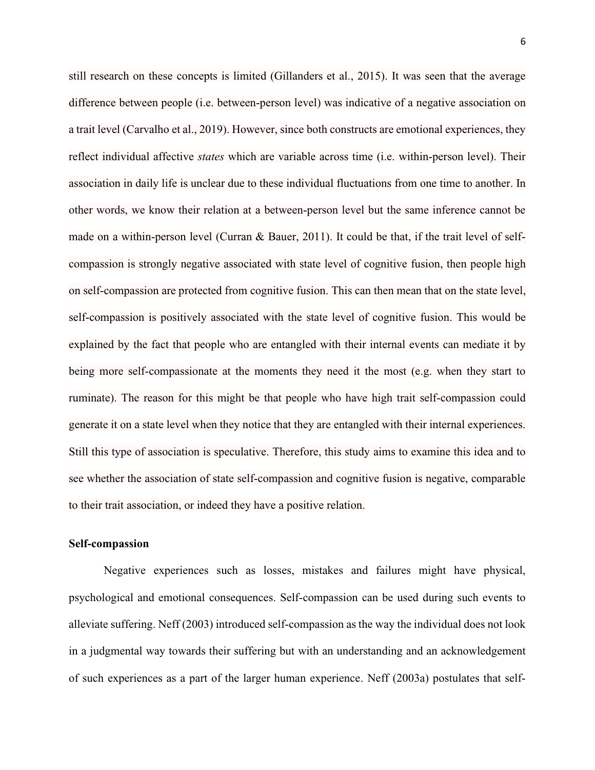still research on these concepts is limited (Gillanders et al., 2015). It was seen that the average difference between people (i.e. between-person level) was indicative of a negative association on a trait level (Carvalho et al., 2019). However, since both constructs are emotional experiences, they reflect individual affective *states* which are variable across time (i.e. within-person level). Their association in daily life is unclear due to these individual fluctuations from one time to another. In other words, we know their relation at a between-person level but the same inference cannot be made on a within-person level (Curran & Bauer, 2011). It could be that, if the trait level of self-compassion is strongly negative associated with state level of cognitive fusion, then people high on self-compassion are protected from cognitive fusion. This can then mean that on the state level, self-compassion is positively associated with the state level of cognitive fusion. This would be explained by the fact that people who are entangled with their internal events can mediate it by being more self-compassionate at the moments they need it the most (e.g. when they start to ruminate). The reason for this might be that people who have high trait self-compassion could generate it on a state level when they notice that they are entangled with their internal experiences. Still this type of association is speculative. Therefore, this study aims to examine this idea and to see whether the association of state self-compassion and cognitive fusion is negative, comparable to their trait association, or indeed they have a positive relation.

**Self-compassion**

Negative experiences such as losses, mistakes and failures might have physical, psychological and emotional consequences. Self-compassion can be used during such events to alleviate suffering. Neff (2003) introduced self-compassion as the way the individual does not look in a judgmental way towards their suffering but with an understanding and an acknowledgement of such experiences as a part of the larger human experience. Neff (2003a) postulates that self-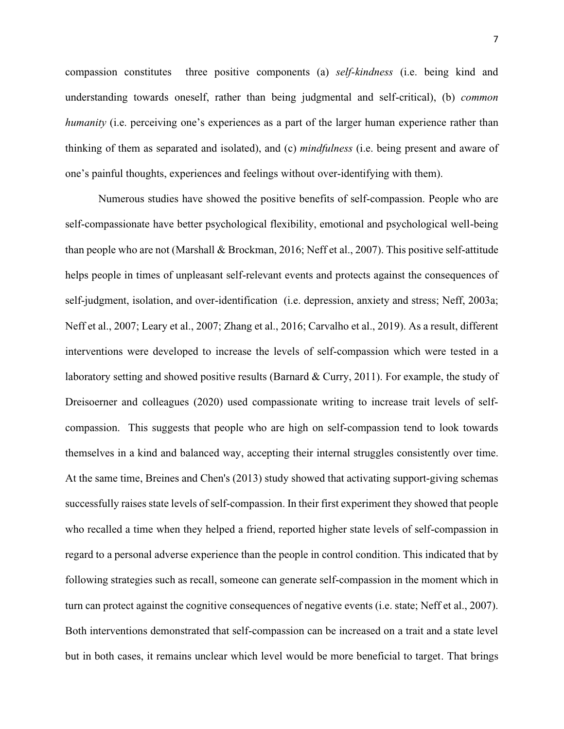compassion constitutes three positive components (a) *self-kindness* (i.e. being kind and understanding towards oneself, rather than being judgmental and self-critical), (b) *common humanity* (i.e. perceiving one's experiences as a part of the larger human experience rather than thinking of them as separated and isolated), and (c) *mindfulness* (i.e. being present and aware of one's painful thoughts, experiences and feelings without over-identifying with them).

Numerous studies have showed the positive benefits of self-compassion. People who are self-compassionate have better psychological flexibility, emotional and psychological well-being than people who are not (Marshall & Brockman, 2016; Neff et al., 2007). This positive self-attitude helps people in times of unpleasant self-relevant events and protects against the consequences of self-judgment, isolation, and over-identification (i.e. depression, anxiety and stress; Neff, 2003a; Neff et al., 2007; Leary et al., 2007; Zhang et al., 2016; Carvalho et al., 2019). As a result, different interventions were developed to increase the levels of self-compassion which were tested in a laboratory setting and showed positive results (Barnard & Curry, 2011). For example, the study of Dreisoerner and colleagues (2020) used compassionate writing to increase trait levels of self-compassion. This suggests that people who are high on self-compassion tend to look towards themselves in a kind and balanced way, accepting their internal struggles consistently over time. At the same time, Breines and Chen's (2013) study showed that activating support-giving schemas successfully raises state levels of self-compassion. In their first experiment they showed that people who recalled a time when they helped a friend, reported higher state levels of self-compassion in regard to a personal adverse experience than the people in control condition. This indicated that by following strategies such as recall, someone can generate self-compassion in the moment which in turn can protect against the cognitive consequences of negative events (i.e. state; Neff et al., 2007). Both interventions demonstrated that self-compassion can be increased on a trait and a state level but in both cases, it remains unclear which level would be more beneficial to target. That brings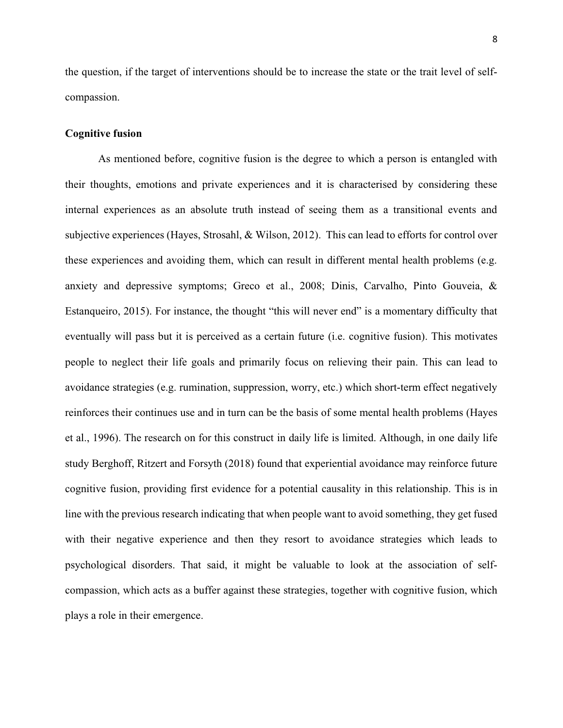the question, if the target of interventions should be to increase the state or the trait level of self-compassion.

## Cognitive fusion

As mentioned before, cognitive fusion is the degree to which a person is entangled with their thoughts, emotions and private experiences and it is characterised by considering these internal experiences as an absolute truth instead of seeing them as a transitional events and subjective experiences (Hayes, Strosahl, & Wilson, 2012). This can lead to efforts for control over these experiences and avoiding them, which can result in different mental health problems (e.g. anxiety and depressive symptoms; Greco et al., 2008; Dinis, Carvalho, Pinto Gouveia, & Estanqueiro, 2015). For instance, the thought "this will never end" is a momentary difficulty that eventually will pass but it is perceived as a certain future (i.e. cognitive fusion). This motivates people to neglect their life goals and primarily focus on relieving their pain. This can lead to avoidance strategies (e.g. rumination, suppression, worry, etc.) which short-term effect negatively reinforces their continues use and in turn can be the basis of some mental health problems (Hayes et al., 1996). The research on for this construct in daily life is limited. Although, in one daily life study Berghoff, Ritzert and Forsyth (2018) found that experiential avoidance may reinforce future cognitive fusion, providing first evidence for a potential causality in this relationship. This is in line with the previous research indicating that when people want to avoid something, they get fused with their negative experience and then they resort to avoidance strategies which leads to psychological disorders. That said, it might be valuable to look at the association of self-compassion, which acts as a buffer against these strategies, together with cognitive fusion, which plays a role in their emergence.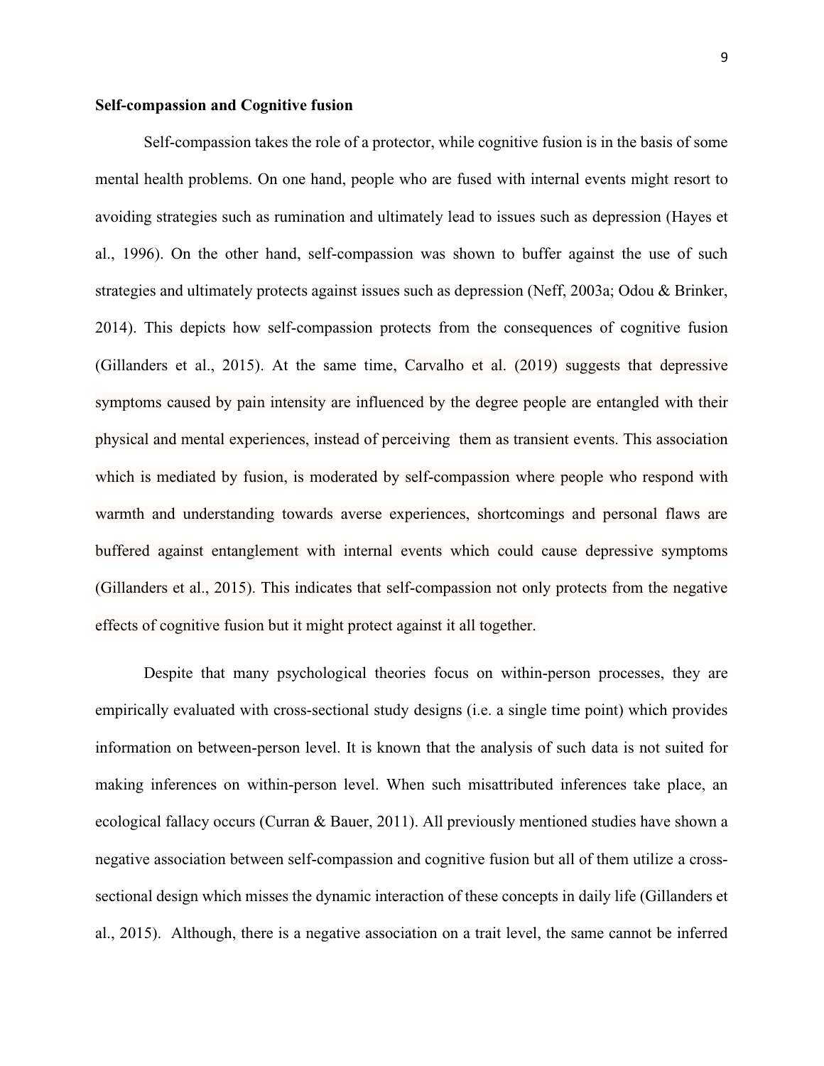**Self-compassion and Cognitive fusion**

Self-compassion takes the role of a protector, while cognitive fusion is in the basis of some mental health problems. On one hand, people who are fused with internal events might resort to avoiding strategies such as rumination and ultimately lead to issues such as depression (Hayes et al., 1996). On the other hand, self-compassion was shown to buffer against the use of such strategies and ultimately protects against issues such as depression (Neff, 2003a; Odou & Brinker, 2014). This depicts how self-compassion protects from the consequences of cognitive fusion (Gillanders et al., 2015). At the same time, Carvalho et al. (2019) suggests that depressive symptoms caused by pain intensity are influenced by the degree people are entangled with their physical and mental experiences, instead of perceiving them as transient events. This association which is mediated by fusion, is moderated by self-compassion where people who respond with warmth and understanding towards averse experiences, shortcomings and personal flaws are buffered against entanglement with internal events which could cause depressive symptoms (Gillanders et al., 2015). This indicates that self-compassion not only protects from the negative effects of cognitive fusion but it might protect against it all together.

Despite that many psychological theories focus on within-person processes, they are empirically evaluated with cross-sectional study designs (i.e. a single time point) which provides information on between-person level. It is known that the analysis of such data is not suited for making inferences on within-person level. When such misattributed inferences take place, an ecological fallacy occurs (Curran & Bauer, 2011). All previously mentioned studies have shown a negative association between self-compassion and cognitive fusion but all of them utilize a cross-sectional design which misses the dynamic interaction of these concepts in daily life (Gillanders et al., 2015). Although, there is a negative association on a trait level, the same cannot be inferred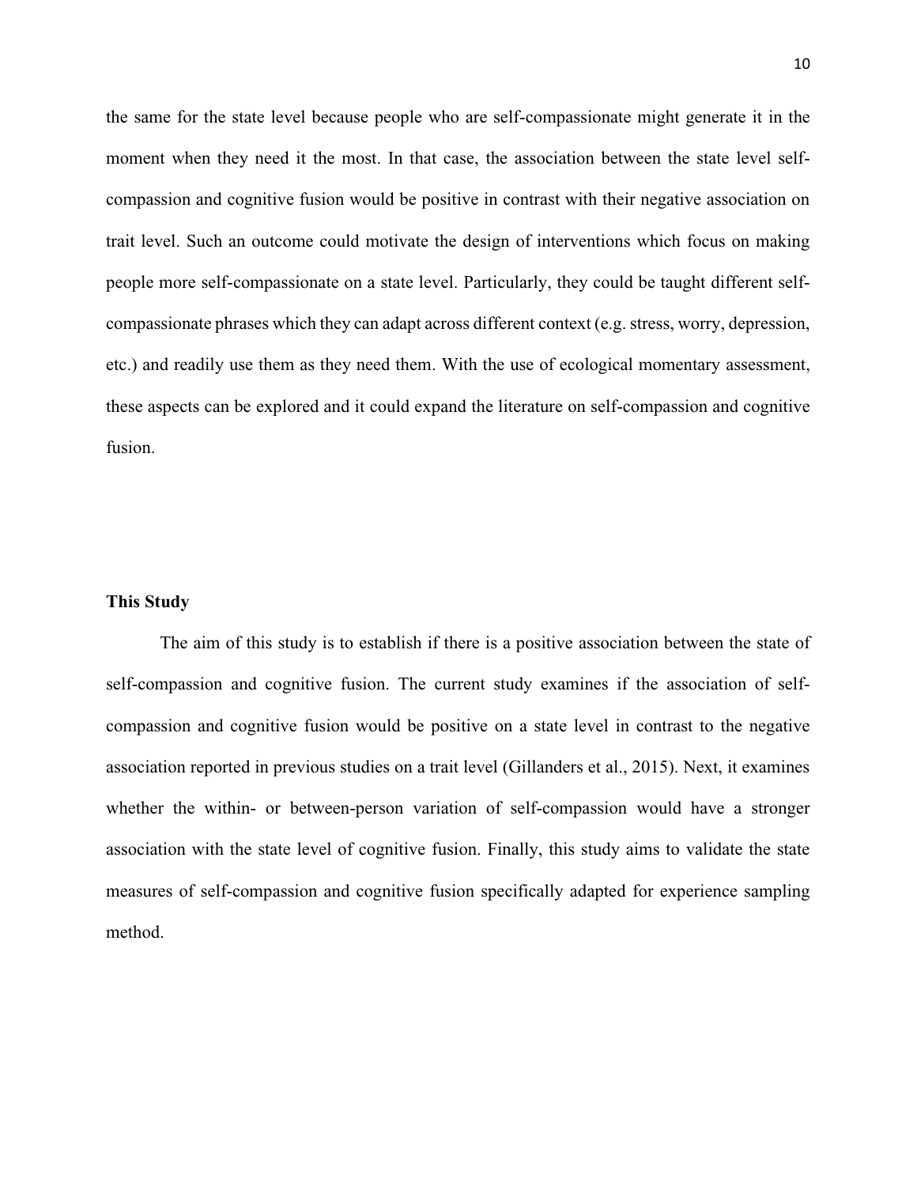the same for the state level because people who are self-compassionate might generate it in the moment when they need it the most. In that case, the association between the state level self-compassion and cognitive fusion would be positive in contrast with their negative association on trait level. Such an outcome could motivate the design of interventions which focus on making people more self-compassionate on a state level. Particularly, they could be taught different self-compassionate phrases which they can adapt across different context (e.g. stress, worry, depression, etc.) and readily use them as they need them. With the use of ecological momentary assessment, these aspects can be explored and it could expand the literature on self-compassion and cognitive fusion.

## This Study

The aim of this study is to establish if there is a positive association between the state of self-compassion and cognitive fusion. The current study examines if the association of self-compassion and cognitive fusion would be positive on a state level in contrast to the negative association reported in previous studies on a trait level (Gillanders et al., 2015). Next, it examines whether the within- or between-person variation of self-compassion would have a stronger association with the state level of cognitive fusion. Finally, this study aims to validate the state measures of self-compassion and cognitive fusion specifically adapted for experience sampling method.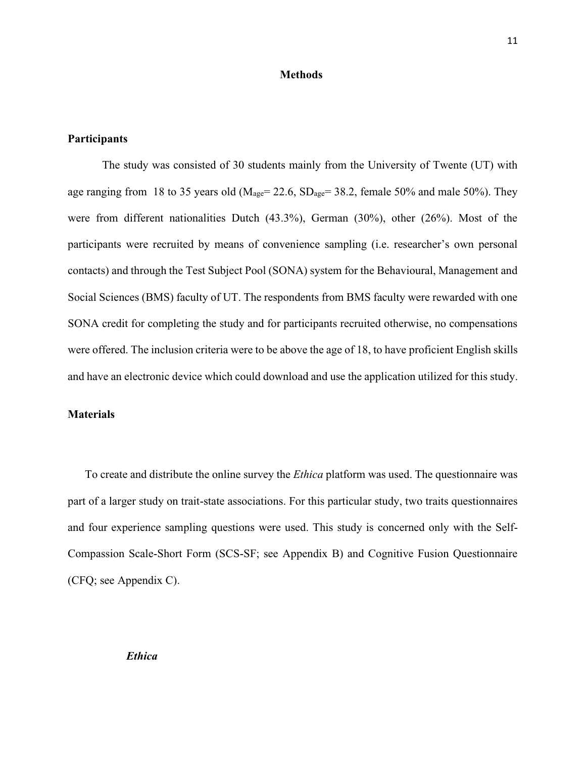# Methods

## Participants

The study was consisted of 30 students mainly from the University of Twente (UT) with age ranging from 18 to 35 years old ($M_{age}$= 22.6, $SD_{age}$= 38.2, female 50% and male 50%). They were from different nationalities Dutch (43.3%), German (30%), other (26%). Most of the participants were recruited by means of convenience sampling (i.e. researcher's own personal contacts) and through the Test Subject Pool (SONA) system for the Behavioural, Management and Social Sciences (BMS) faculty of UT. The respondents from BMS faculty were rewarded with one SONA credit for completing the study and for participants recruited otherwise, no compensations were offered. The inclusion criteria were to be above the age of 18, to have proficient English skills and have an electronic device which could download and use the application utilized for this study.

## Materials

To create and distribute the online survey the *Ethica* platform was used. The questionnaire was part of a larger study on trait-state associations. For this particular study, two traits questionnaires and four experience sampling questions were used. This study is concerned only with the Self-Compassion Scale-Short Form (SCS-SF; see Appendix B) and Cognitive Fusion Questionnaire (CFQ; see Appendix C).

### *Ethica*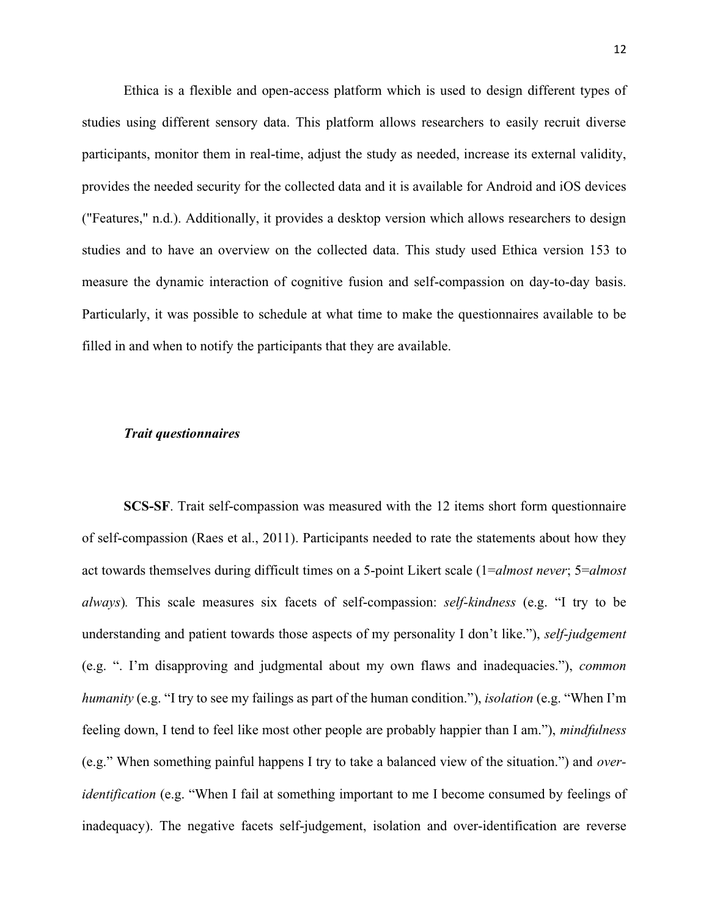Ethica is a flexible and open-access platform which is used to design different types of studies using different sensory data. This platform allows researchers to easily recruit diverse participants, monitor them in real-time, adjust the study as needed, increase its external validity, provides the needed security for the collected data and it is available for Android and iOS devices ("Features," n.d.). Additionally, it provides a desktop version which allows researchers to design studies and to have an overview on the collected data. This study used Ethica version 153 to measure the dynamic interaction of cognitive fusion and self-compassion on day-to-day basis. Particularly, it was possible to schedule at what time to make the questionnaires available to be filled in and when to notify the participants that they are available.

### *Trait questionnaires*

**SCS-SF**. Trait self-compassion was measured with the 12 items short form questionnaire of self-compassion (Raes et al., 2011). Participants needed to rate the statements about how they act towards themselves during difficult times on a 5-point Likert scale (1=*almost never*; 5=*almost always*). This scale measures six facets of self-compassion: *self-kindness* (e.g. "I try to be understanding and patient towards those aspects of my personality I don't like."), *self-judgement* (e.g. ". I'm disapproving and judgmental about my own flaws and inadequacies."), *common humanity* (e.g. "I try to see my failings as part of the human condition."), *isolation* (e.g. "When I'm feeling down, I tend to feel like most other people are probably happier than I am."), *mindfulness* (e.g." When something painful happens I try to take a balanced view of the situation.") and *over-identification* (e.g. "When I fail at something important to me I become consumed by feelings of inadequacy). The negative facets self-judgement, isolation and over-identification are reverse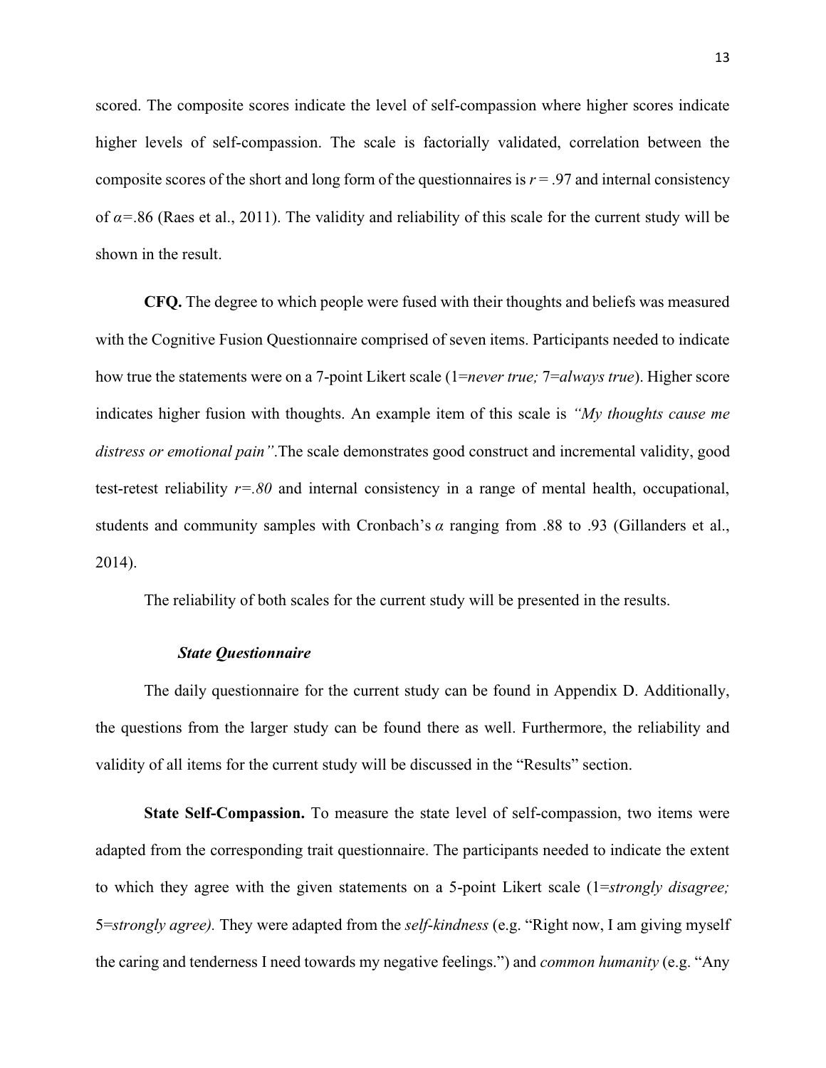scored. The composite scores indicate the level of self-compassion where higher scores indicate higher levels of self-compassion. The scale is factorially validated, correlation between the composite scores of the short and long form of the questionnaires is $r = .97$ and internal consistency of $\alpha$=.86 (Raes et al., 2011). The validity and reliability of this scale for the current study will be shown in the result.

**CFQ.** The degree to which people were fused with their thoughts and beliefs was measured with the Cognitive Fusion Questionnaire comprised of seven items. Participants needed to indicate how true the statements were on a 7-point Likert scale (1=*never true;* 7=*always true*). Higher score indicates higher fusion with thoughts. An example item of this scale is *"My thoughts cause me distress or emotional pain"*.The scale demonstrates good construct and incremental validity, good test-retest reliability $r$=*.80* and internal consistency in a range of mental health, occupational, students and community samples with Cronbach's $\alpha$ ranging from .88 to .93 (Gillanders et al., 2014).

The reliability of both scales for the current study will be presented in the results.

### *State Questionnaire*

The daily questionnaire for the current study can be found in Appendix D. Additionally, the questions from the larger study can be found there as well. Furthermore, the reliability and validity of all items for the current study will be discussed in the "Results" section.

**State Self-Compassion.** To measure the state level of self-compassion, two items were adapted from the corresponding trait questionnaire. The participants needed to indicate the extent to which they agree with the given statements on a 5-point Likert scale (1=*strongly disagree;* 5=*strongly agree).* They were adapted from the *self-kindness* (e.g. "Right now, I am giving myself the caring and tenderness I need towards my negative feelings.") and *common humanity* (e.g. "Any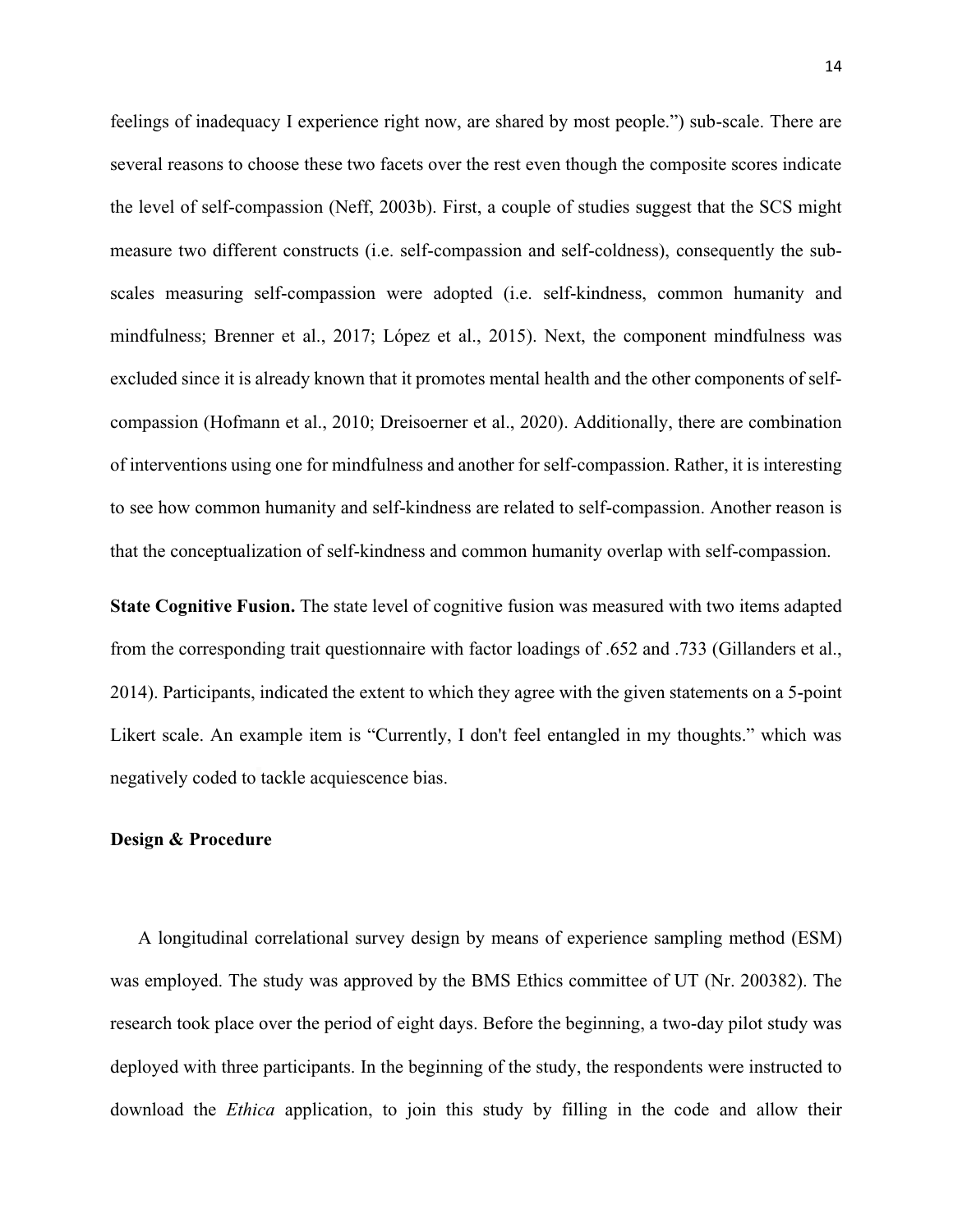feelings of inadequacy I experience right now, are shared by most people.") sub-scale. There are several reasons to choose these two facets over the rest even though the composite scores indicate the level of self-compassion (Neff, 2003b). First, a couple of studies suggest that the SCS might measure two different constructs (i.e. self-compassion and self-coldness), consequently the sub-scales measuring self-compassion were adopted (i.e. self-kindness, common humanity and mindfulness; Brenner et al., 2017; López et al., 2015). Next, the component mindfulness was excluded since it is already known that it promotes mental health and the other components of self-compassion (Hofmann et al., 2010; Dreisoerner et al., 2020). Additionally, there are combination of interventions using one for mindfulness and another for self-compassion. Rather, it is interesting to see how common humanity and self-kindness are related to self-compassion. Another reason is that the conceptualization of self-kindness and common humanity overlap with self-compassion.

**State Cognitive Fusion.** The state level of cognitive fusion was measured with two items adapted from the corresponding trait questionnaire with factor loadings of .652 and .733 (Gillanders et al., 2014). Participants, indicated the extent to which they agree with the given statements on a 5-point Likert scale. An example item is "Currently, I don't feel entangled in my thoughts." which was negatively coded to tackle acquiescence bias.

### Design & Procedure

A longitudinal correlational survey design by means of experience sampling method (ESM) was employed. The study was approved by the BMS Ethics committee of UT (Nr. 200382). The research took place over the period of eight days. Before the beginning, a two-day pilot study was deployed with three participants. In the beginning of the study, the respondents were instructed to download the *Ethica* application, to join this study by filling in the code and allow their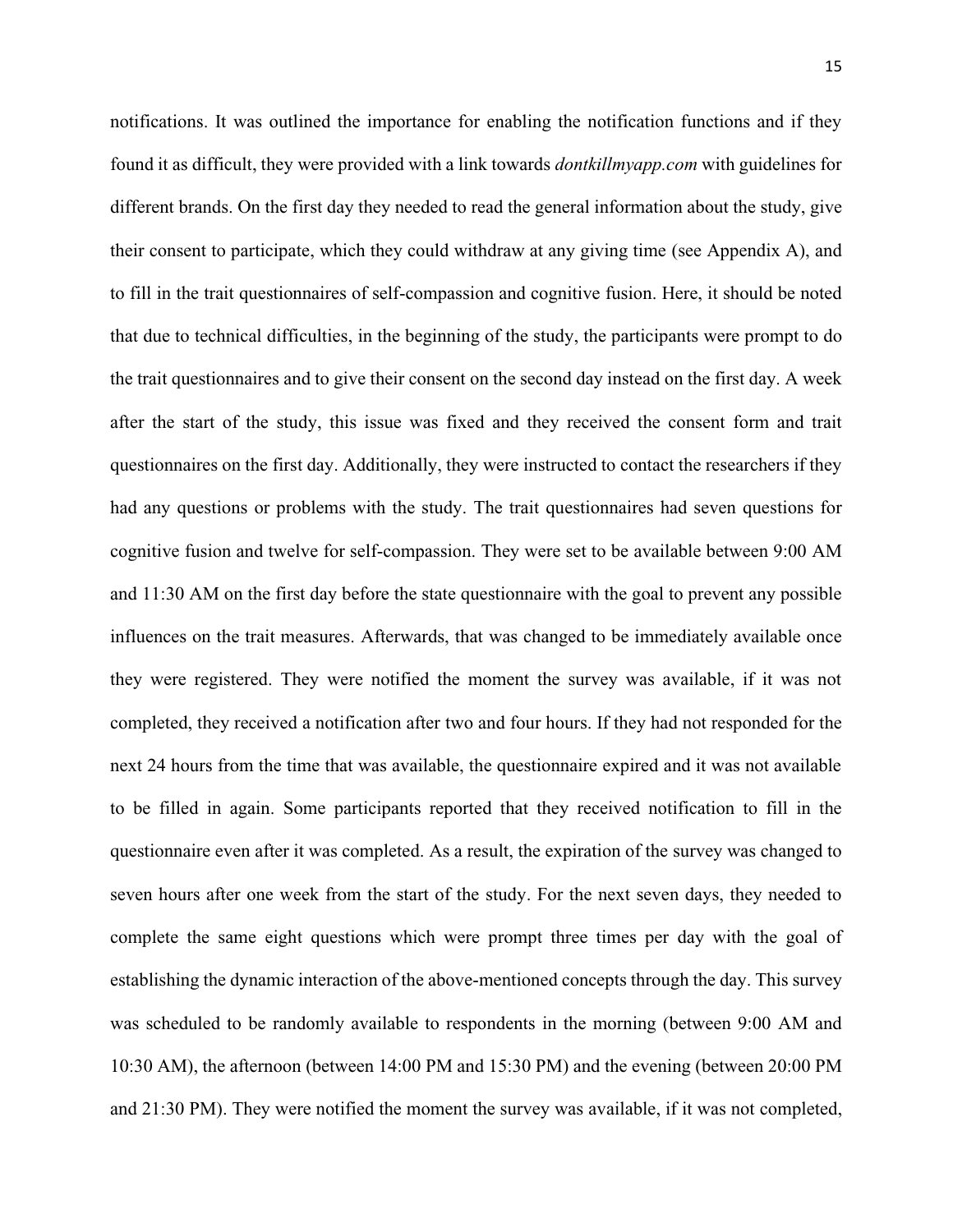notifications. It was outlined the importance for enabling the notification functions and if they found it as difficult, they were provided with a link towards *dontkillmyapp.com* with guidelines for different brands. On the first day they needed to read the general information about the study, give their consent to participate, which they could withdraw at any giving time (see Appendix A), and to fill in the trait questionnaires of self-compassion and cognitive fusion. Here, it should be noted that due to technical difficulties, in the beginning of the study, the participants were prompt to do the trait questionnaires and to give their consent on the second day instead on the first day. A week after the start of the study, this issue was fixed and they received the consent form and trait questionnaires on the first day. Additionally, they were instructed to contact the researchers if they had any questions or problems with the study. The trait questionnaires had seven questions for cognitive fusion and twelve for self-compassion. They were set to be available between 9:00 AM and 11:30 AM on the first day before the state questionnaire with the goal to prevent any possible influences on the trait measures. Afterwards, that was changed to be immediately available once they were registered. They were notified the moment the survey was available, if it was not completed, they received a notification after two and four hours. If they had not responded for the next 24 hours from the time that was available, the questionnaire expired and it was not available to be filled in again. Some participants reported that they received notification to fill in the questionnaire even after it was completed. As a result, the expiration of the survey was changed to seven hours after one week from the start of the study. For the next seven days, they needed to complete the same eight questions which were prompt three times per day with the goal of establishing the dynamic interaction of the above-mentioned concepts through the day. This survey was scheduled to be randomly available to respondents in the morning (between 9:00 AM and 10:30 AM), the afternoon (between 14:00 PM and 15:30 PM) and the evening (between 20:00 PM and 21:30 PM). They were notified the moment the survey was available, if it was not completed,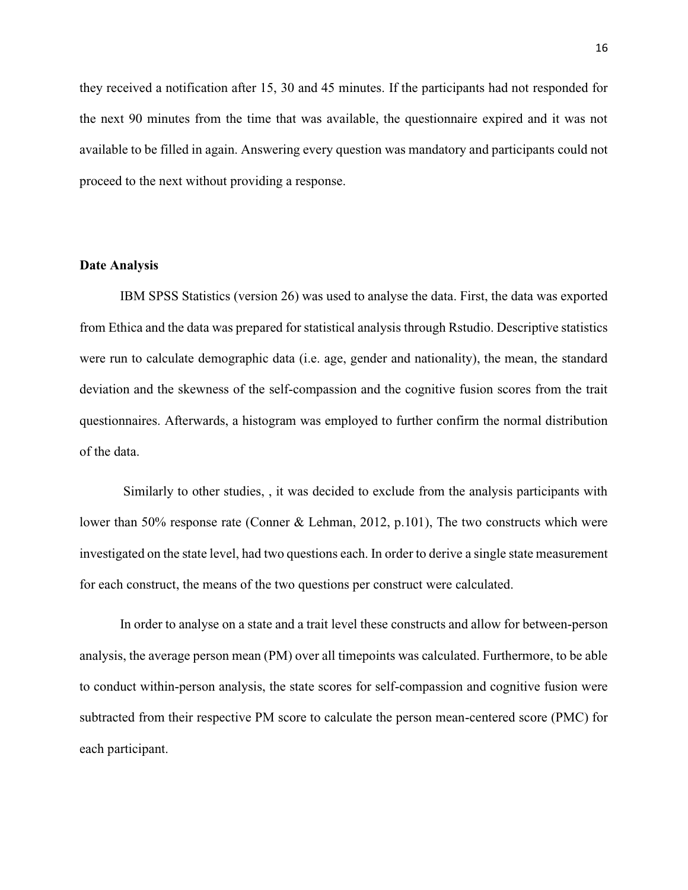they received a notification after 15, 30 and 45 minutes. If the participants had not responded for the next 90 minutes from the time that was available, the questionnaire expired and it was not available to be filled in again. Answering every question was mandatory and participants could not proceed to the next without providing a response.

**Date Analysis**

IBM SPSS Statistics (version 26) was used to analyse the data. First, the data was exported from Ethica and the data was prepared for statistical analysis through Rstudio. Descriptive statistics were run to calculate demographic data (i.e. age, gender and nationality), the mean, the standard deviation and the skewness of the self-compassion and the cognitive fusion scores from the trait questionnaires. Afterwards, a histogram was employed to further confirm the normal distribution of the data.

Similarly to other studies, , it was decided to exclude from the analysis participants with lower than 50% response rate (Conner & Lehman, 2012, p.101), The two constructs which were investigated on the state level, had two questions each. In order to derive a single state measurement for each construct, the means of the two questions per construct were calculated.

In order to analyse on a state and a trait level these constructs and allow for between-person analysis, the average person mean (PM) over all timepoints was calculated. Furthermore, to be able to conduct within-person analysis, the state scores for self-compassion and cognitive fusion were subtracted from their respective PM score to calculate the person mean-centered score (PMC) for each participant.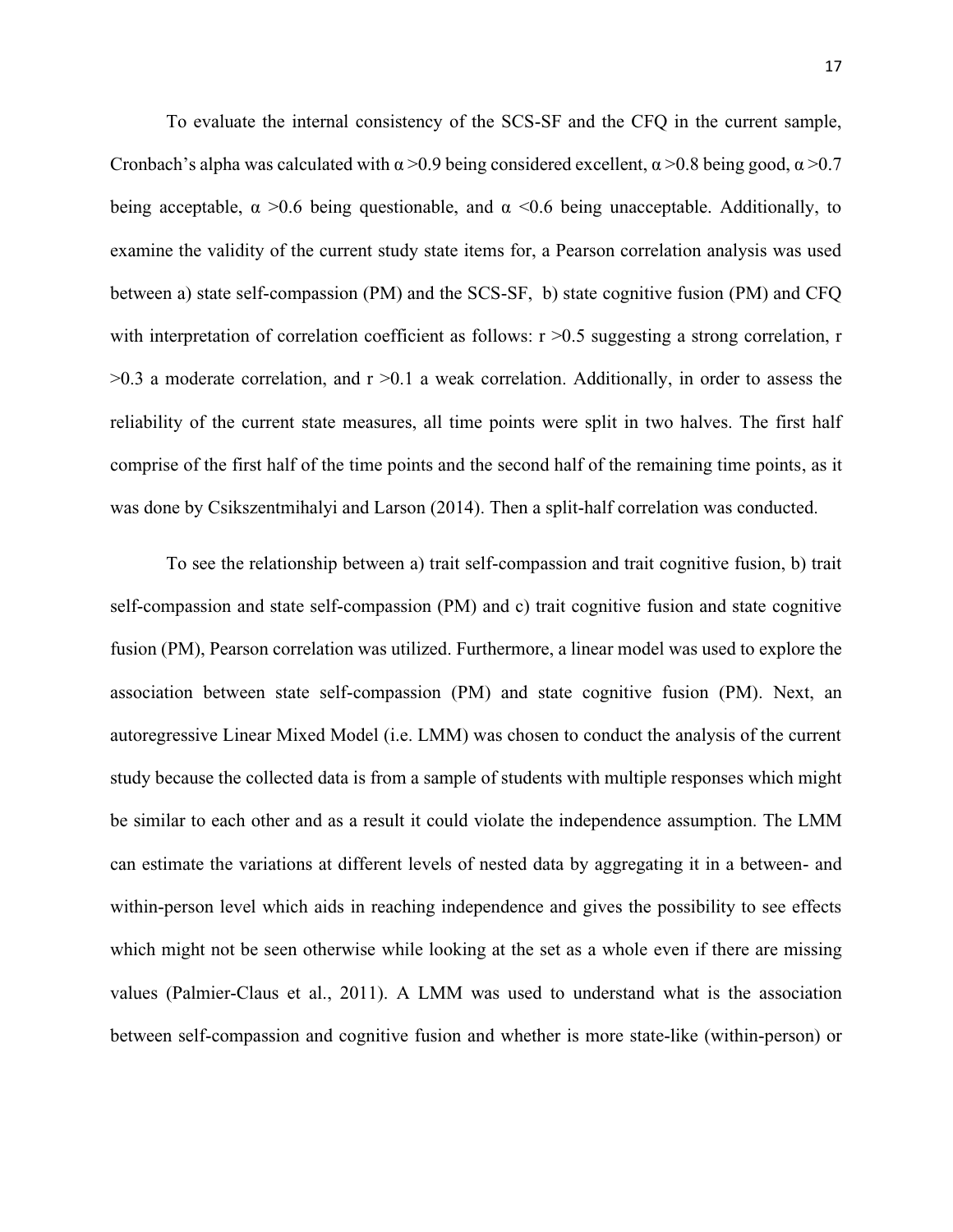To evaluate the internal consistency of the SCS-SF and the CFQ in the current sample, Cronbach's alpha was calculated with $\alpha > 0.9$ being considered excellent, $\alpha > 0.8$ being good, $\alpha > 0.7$ being acceptable, $\alpha > 0.6$ being questionable, and $\alpha < 0.6$ being unacceptable. Additionally, to examine the validity of the current study state items for, a Pearson correlation analysis was used between a) state self-compassion (PM) and the SCS-SF, b) state cognitive fusion (PM) and CFQ with interpretation of correlation coefficient as follows: $r > 0.5$ suggesting a strong correlation, $r > 0.3$ a moderate correlation, and $r > 0.1$ a weak correlation. Additionally, in order to assess the reliability of the current state measures, all time points were split in two halves. The first half comprise of the first half of the time points and the second half of the remaining time points, as it was done by Csikszentmihalyi and Larson (2014). Then a split-half correlation was conducted.

To see the relationship between a) trait self-compassion and trait cognitive fusion, b) trait self-compassion and state self-compassion (PM) and c) trait cognitive fusion and state cognitive fusion (PM), Pearson correlation was utilized. Furthermore, a linear model was used to explore the association between state self-compassion (PM) and state cognitive fusion (PM). Next, an autoregressive Linear Mixed Model (i.e. LMM) was chosen to conduct the analysis of the current study because the collected data is from a sample of students with multiple responses which might be similar to each other and as a result it could violate the independence assumption. The LMM can estimate the variations at different levels of nested data by aggregating it in a between- and within-person level which aids in reaching independence and gives the possibility to see effects which might not be seen otherwise while looking at the set as a whole even if there are missing values (Palmier-Claus et al., 2011). A LMM was used to understand what is the association between self-compassion and cognitive fusion and whether is more state-like (within-person) or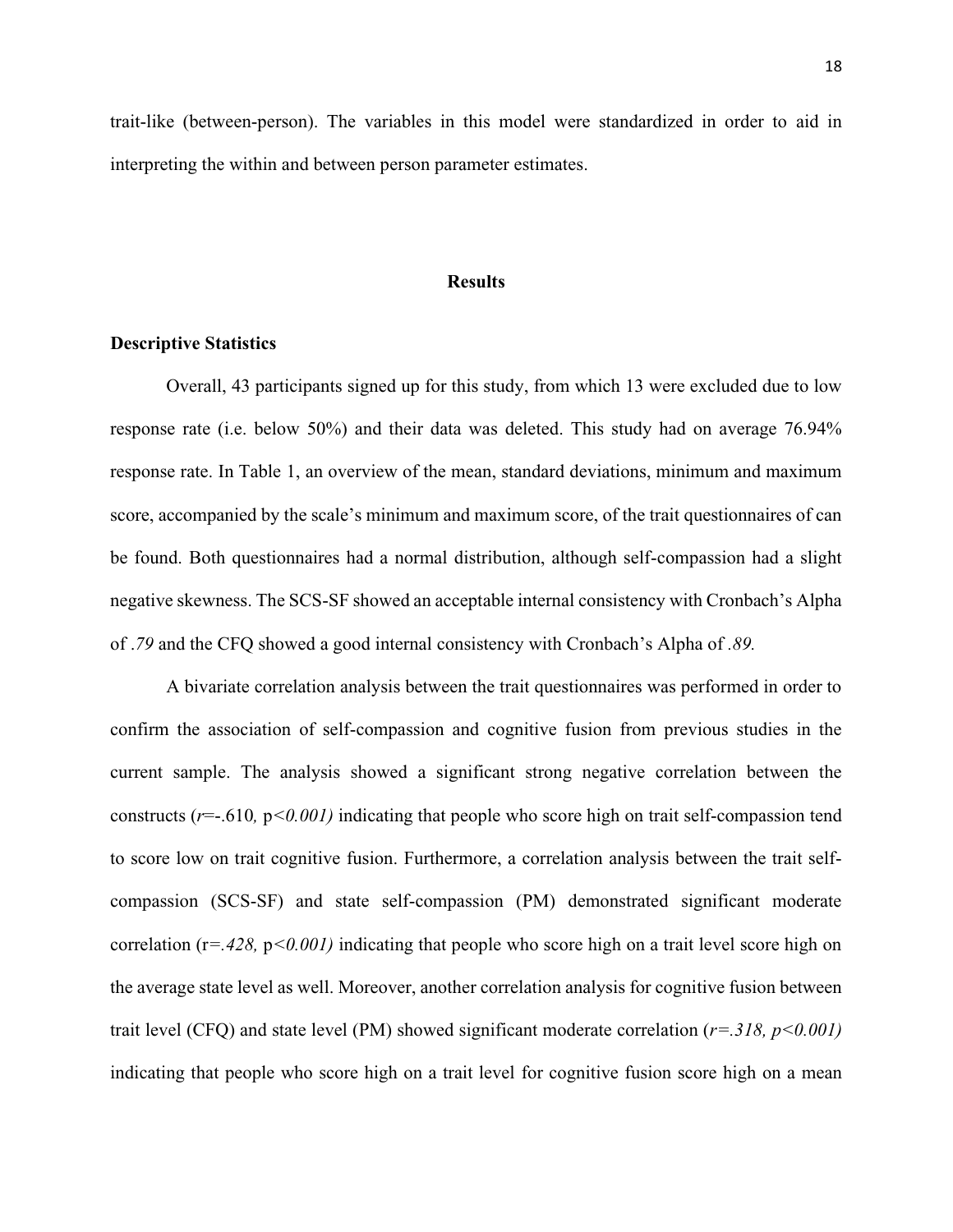trait-like (between-person). The variables in this model were standardized in order to aid in interpreting the within and between person parameter estimates.

## Results

### Descriptive Statistics

Overall, 43 participants signed up for this study, from which 13 were excluded due to low response rate (i.e. below 50%) and their data was deleted. This study had on average 76.94% response rate. In Table 1, an overview of the mean, standard deviations, minimum and maximum score, accompanied by the scale's minimum and maximum score, of the trait questionnaires of can be found. Both questionnaires had a normal distribution, although self-compassion had a slight negative skewness. The SCS-SF showed an acceptable internal consistency with Cronbach's Alpha of *.79* and the CFQ showed a good internal consistency with Cronbach's Alpha of *.89.*

A bivariate correlation analysis between the trait questionnaires was performed in order to confirm the association of self-compassion and cognitive fusion from previous studies in the current sample. The analysis showed a significant strong negative correlation between the constructs ($r$=-.610, $p<0.001$) indicating that people who score high on trait self-compassion tend to score low on trait cognitive fusion. Furthermore, a correlation analysis between the trait self-compassion (SCS-SF) and state self-compassion (PM) demonstrated significant moderate correlation ($r=.428$, $p<0.001$) indicating that people who score high on a trait level score high on the average state level as well. Moreover, another correlation analysis for cognitive fusion between trait level (CFQ) and state level (PM) showed significant moderate correlation ($r=.318$, $p<0.001$) indicating that people who score high on a trait level for cognitive fusion score high on a mean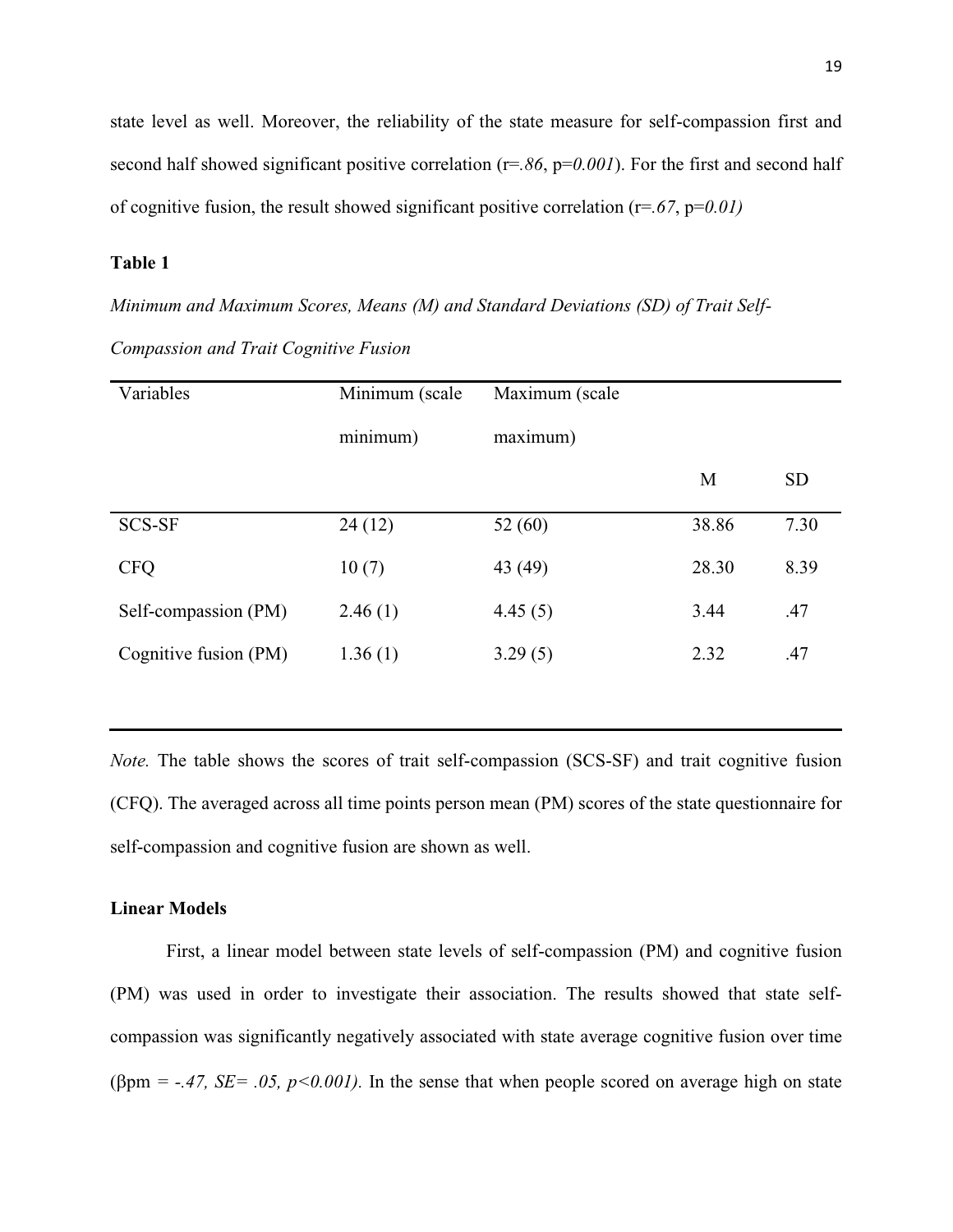state level as well. Moreover, the reliability of the state measure for self-compassion first and second half showed significant positive correlation (r=*.86*, p=*0.001*). For the first and second half of cognitive fusion, the result showed significant positive correlation (r=*.67*, p=*0.01)*

**Table 1**

*Minimum and Maximum Scores, Means (M) and Standard Deviations (SD) of Trait Self-Compassion and Trait Cognitive Fusion*

| Variables | Minimum (scale minimum) | Maximum (scale maximum) | M | SD |
|---|---|---|---|---|
| SCS-SF | 24 (12) | 52 (60) | 38.86 | 7.30 |
| CFQ | 10 (7) | 43 (49) | 28.30 | 8.39 |
| Self-compassion (PM) | 2.46 (1) | 4.45 (5) | 3.44 | .47 |
| Cognitive fusion (PM) | 1.36 (1) | 3.29 (5) | 2.32 | .47 |

*Note.* The table shows the scores of trait self-compassion (SCS-SF) and trait cognitive fusion (CFQ). The averaged across all time points person mean (PM) scores of the state questionnaire for self-compassion and cognitive fusion are shown as well.

**Linear Models**

First, a linear model between state levels of self-compassion (PM) and cognitive fusion (PM) was used in order to investigate their association. The results showed that state self-compassion was significantly negatively associated with state average cognitive fusion over time ($\beta_{pm} = -.47$, $SE = .05$, $p < 0.001$). In the sense that when people scored on average high on state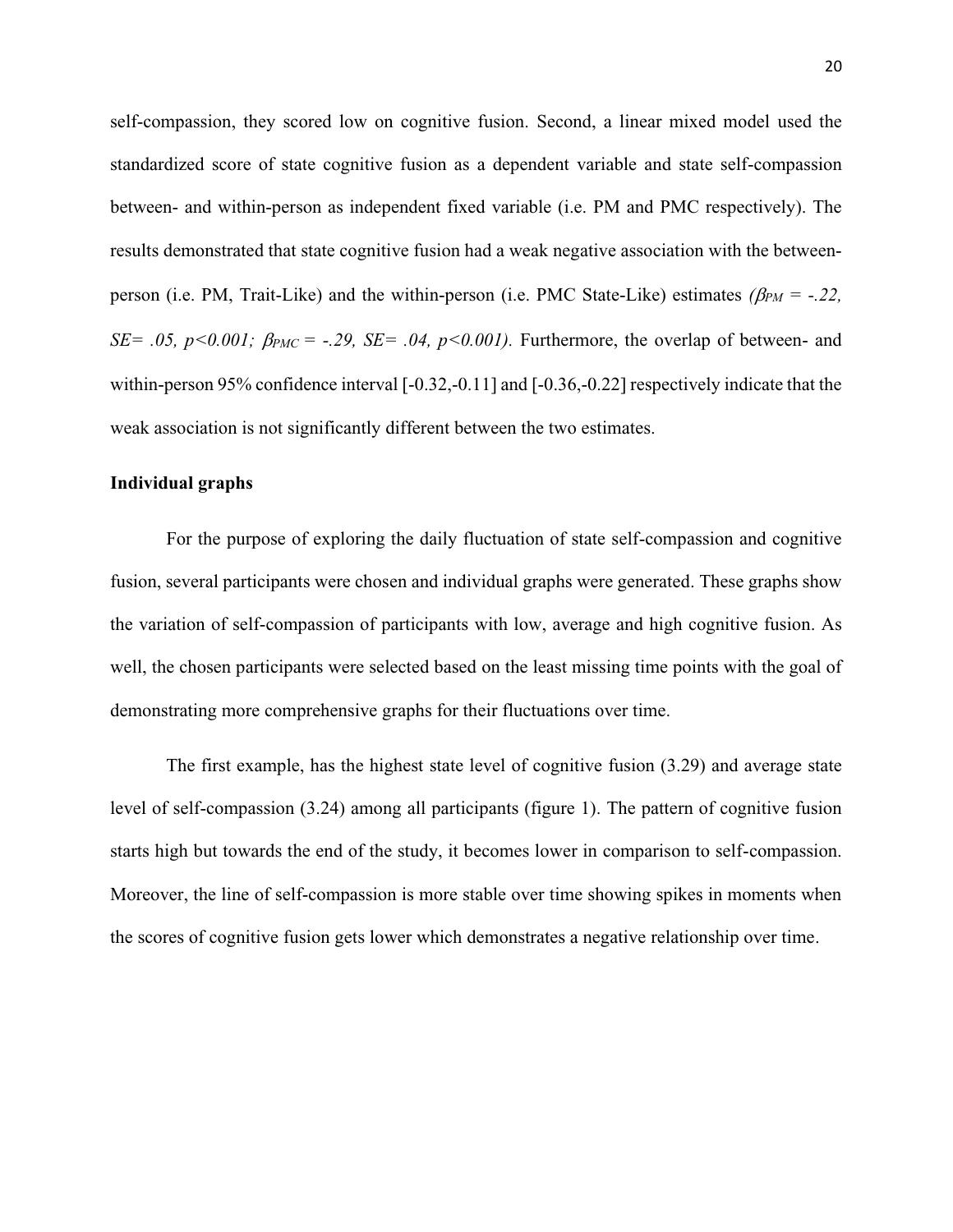self-compassion, they scored low on cognitive fusion. Second, a linear mixed model used the standardized score of state cognitive fusion as a dependent variable and state self-compassion between- and within-person as independent fixed variable (i.e. PM and PMC respectively). The results demonstrated that state cognitive fusion had a weak negative association with the between-person (i.e. PM, Trait-Like) and the within-person (i.e. PMC State-Like) estimates *(*$\beta_{PM} = -.22$*, SE= .05,* $p<0.001$*;* $\beta_{PMC} = -.29$*, SE= .04,* $p<0.001$*).* Furthermore, the overlap of between- and within-person 95% confidence interval [-0.32,-0.11] and [-0.36,-0.22] respectively indicate that the weak association is not significantly different between the two estimates.

**Individual graphs**

For the purpose of exploring the daily fluctuation of state self-compassion and cognitive fusion, several participants were chosen and individual graphs were generated. These graphs show the variation of self-compassion of participants with low, average and high cognitive fusion. As well, the chosen participants were selected based on the least missing time points with the goal of demonstrating more comprehensive graphs for their fluctuations over time.

The first example, has the highest state level of cognitive fusion (3.29) and average state level of self-compassion (3.24) among all participants (figure 1). The pattern of cognitive fusion starts high but towards the end of the study, it becomes lower in comparison to self-compassion. Moreover, the line of self-compassion is more stable over time showing spikes in moments when the scores of cognitive fusion gets lower which demonstrates a negative relationship over time.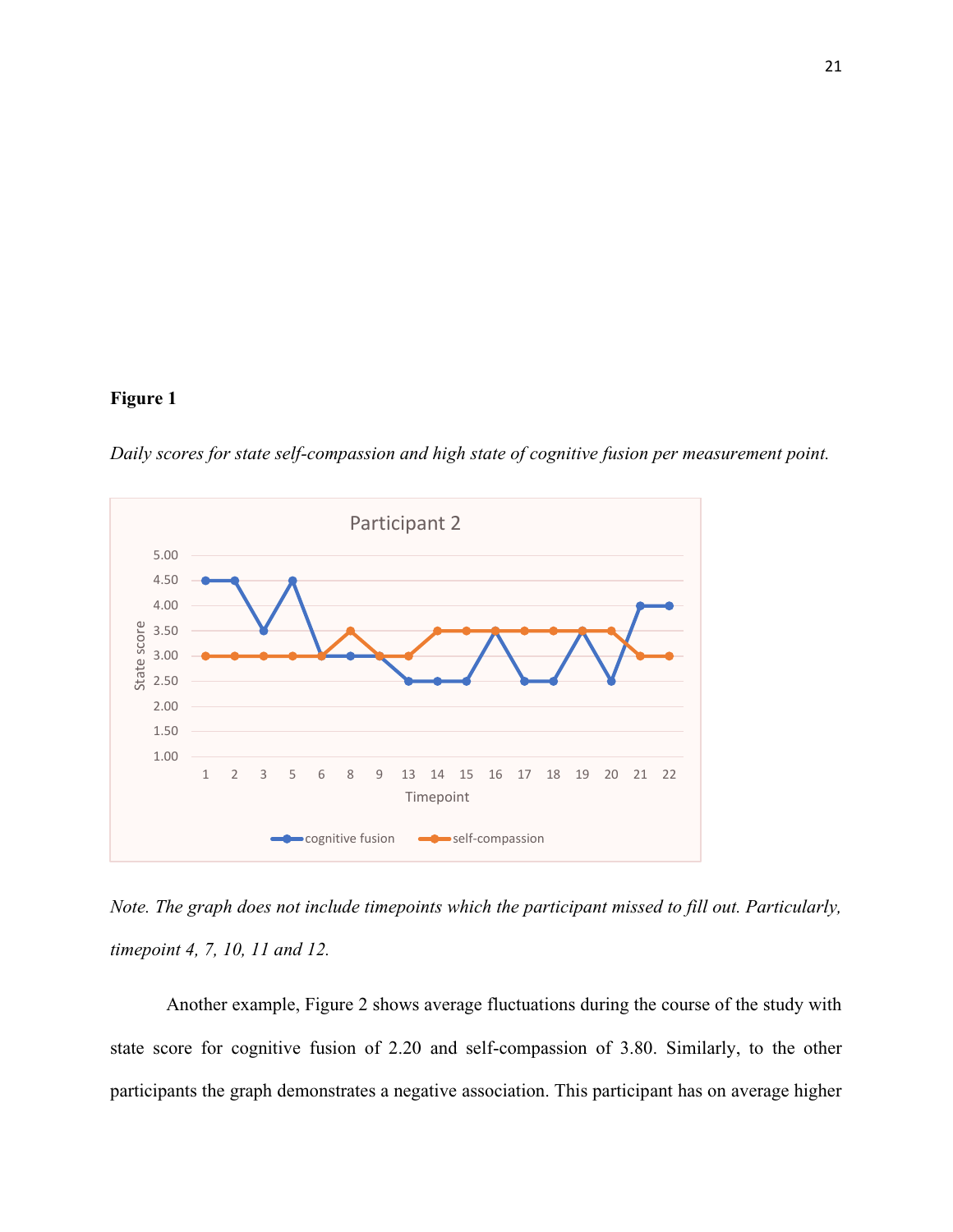**Figure 1**

*Daily scores for state self-compassion and high state of cognitive fusion per measurement point.*

*Note. The graph does not include timepoints which the participant missed to fill out. Particularly, timepoint 4, 7, 10, 11 and 12.*

Another example, Figure 2 shows average fluctuations during the course of the study with state score for cognitive fusion of 2.20 and self-compassion of 3.80. Similarly, to the other participants the graph demonstrates a negative association. This participant has on average higher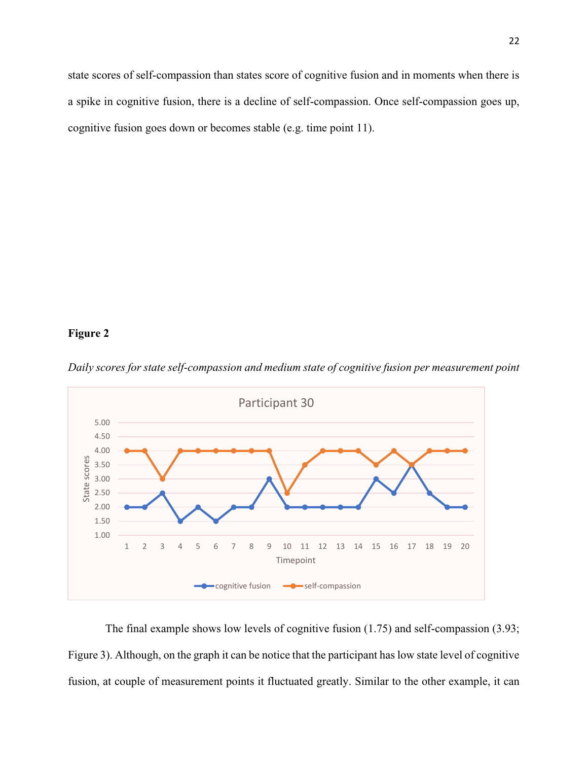state scores of self-compassion than states score of cognitive fusion and in moments when there is a spike in cognitive fusion, there is a decline of self-compassion. Once self-compassion goes up, cognitive fusion goes down or becomes stable (e.g. time point 11).

**Figure 2**

*Daily scores for state self-compassion and medium state of cognitive fusion per measurement point*

The final example shows low levels of cognitive fusion (1.75) and self-compassion (3.93; Figure 3). Although, on the graph it can be notice that the participant has low state level of cognitive fusion, at couple of measurement points it fluctuated greatly. Similar to the other example, it can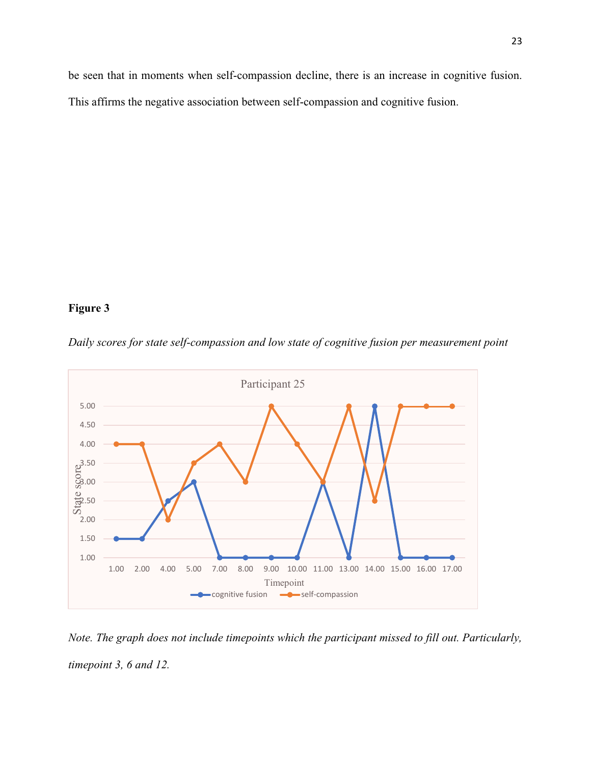be seen that in moments when self-compassion decline, there is an increase in cognitive fusion. This affirms the negative association between self-compassion and cognitive fusion.

**Figure 3**

*Daily scores for state self-compassion and low state of cognitive fusion per measurement point*

*Note. The graph does not include timepoints which the participant missed to fill out. Particularly, timepoint 3, 6 and 12.*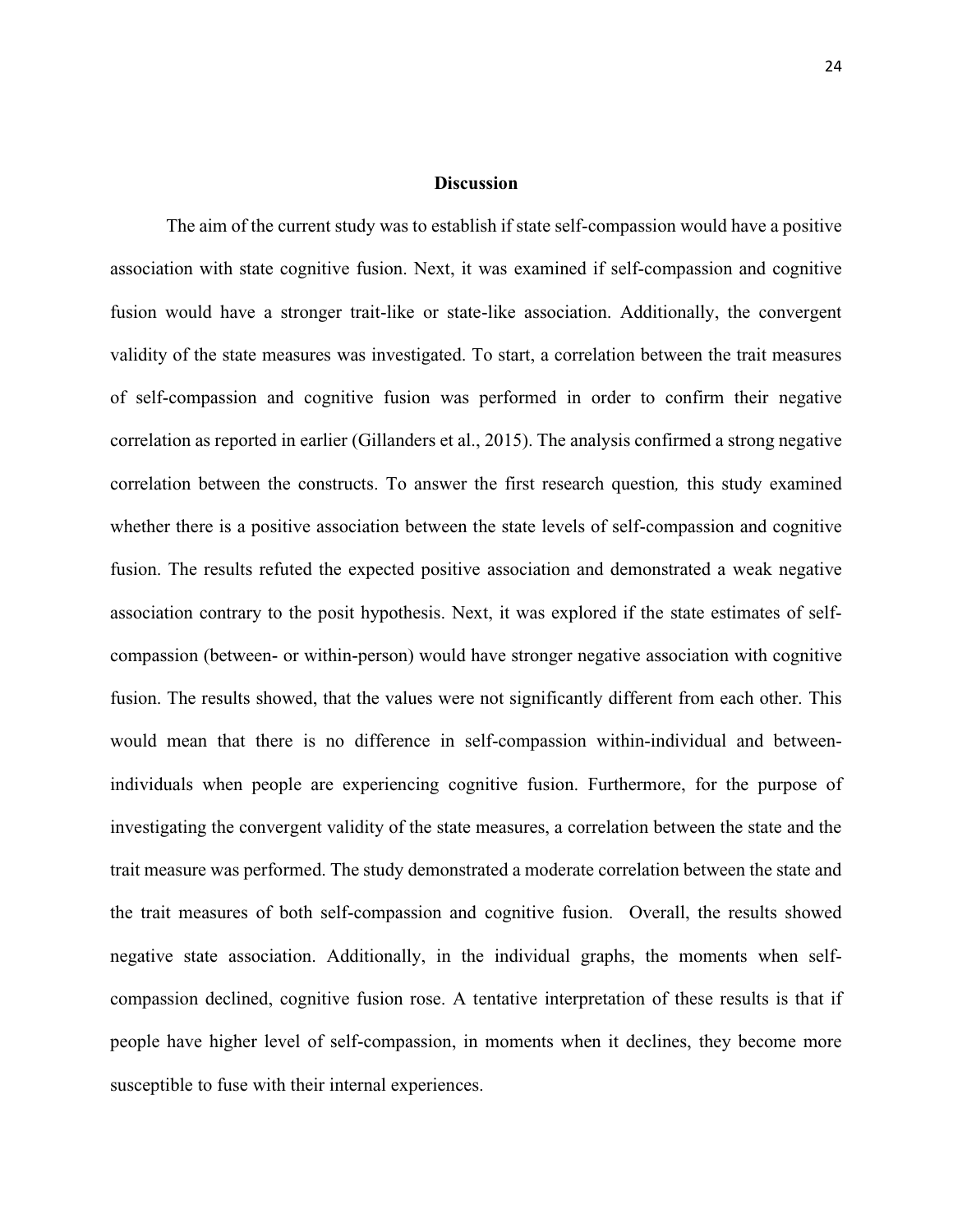## Discussion

The aim of the current study was to establish if state self-compassion would have a positive association with state cognitive fusion. Next, it was examined if self-compassion and cognitive fusion would have a stronger trait-like or state-like association. Additionally, the convergent validity of the state measures was investigated. To start, a correlation between the trait measures of self-compassion and cognitive fusion was performed in order to confirm their negative correlation as reported in earlier (Gillanders et al., 2015). The analysis confirmed a strong negative correlation between the constructs. To answer the first research question*,* this study examined whether there is a positive association between the state levels of self-compassion and cognitive fusion. The results refuted the expected positive association and demonstrated a weak negative association contrary to the posit hypothesis. Next, it was explored if the state estimates of self-compassion (between- or within-person) would have stronger negative association with cognitive fusion. The results showed, that the values were not significantly different from each other. This would mean that there is no difference in self-compassion within-individual and between-individuals when people are experiencing cognitive fusion. Furthermore, for the purpose of investigating the convergent validity of the state measures, a correlation between the state and the trait measure was performed. The study demonstrated a moderate correlation between the state and the trait measures of both self-compassion and cognitive fusion. Overall, the results showed negative state association. Additionally, in the individual graphs, the moments when self-compassion declined, cognitive fusion rose. A tentative interpretation of these results is that if people have higher level of self-compassion, in moments when it declines, they become more susceptible to fuse with their internal experiences.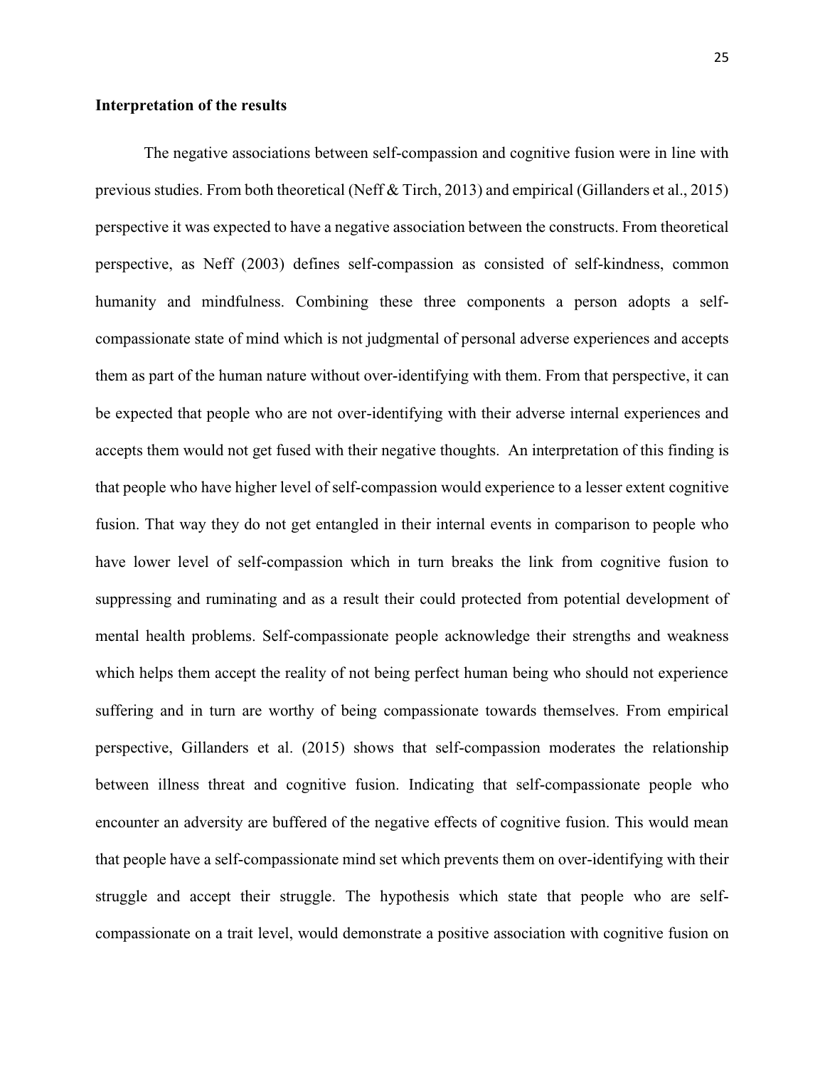**Interpretation of the results**

The negative associations between self-compassion and cognitive fusion were in line with previous studies. From both theoretical (Neff & Tirch, 2013) and empirical (Gillanders et al., 2015) perspective it was expected to have a negative association between the constructs. From theoretical perspective, as Neff (2003) defines self-compassion as consisted of self-kindness, common humanity and mindfulness. Combining these three components a person adopts a self-compassionate state of mind which is not judgmental of personal adverse experiences and accepts them as part of the human nature without over-identifying with them. From that perspective, it can be expected that people who are not over-identifying with their adverse internal experiences and accepts them would not get fused with their negative thoughts. An interpretation of this finding is that people who have higher level of self-compassion would experience to a lesser extent cognitive fusion. That way they do not get entangled in their internal events in comparison to people who have lower level of self-compassion which in turn breaks the link from cognitive fusion to suppressing and ruminating and as a result their could protected from potential development of mental health problems. Self-compassionate people acknowledge their strengths and weakness which helps them accept the reality of not being perfect human being who should not experience suffering and in turn are worthy of being compassionate towards themselves. From empirical perspective, Gillanders et al. (2015) shows that self-compassion moderates the relationship between illness threat and cognitive fusion. Indicating that self-compassionate people who encounter an adversity are buffered of the negative effects of cognitive fusion. This would mean that people have a self-compassionate mind set which prevents them on over-identifying with their struggle and accept their struggle. The hypothesis which state that people who are self-compassionate on a trait level, would demonstrate a positive association with cognitive fusion on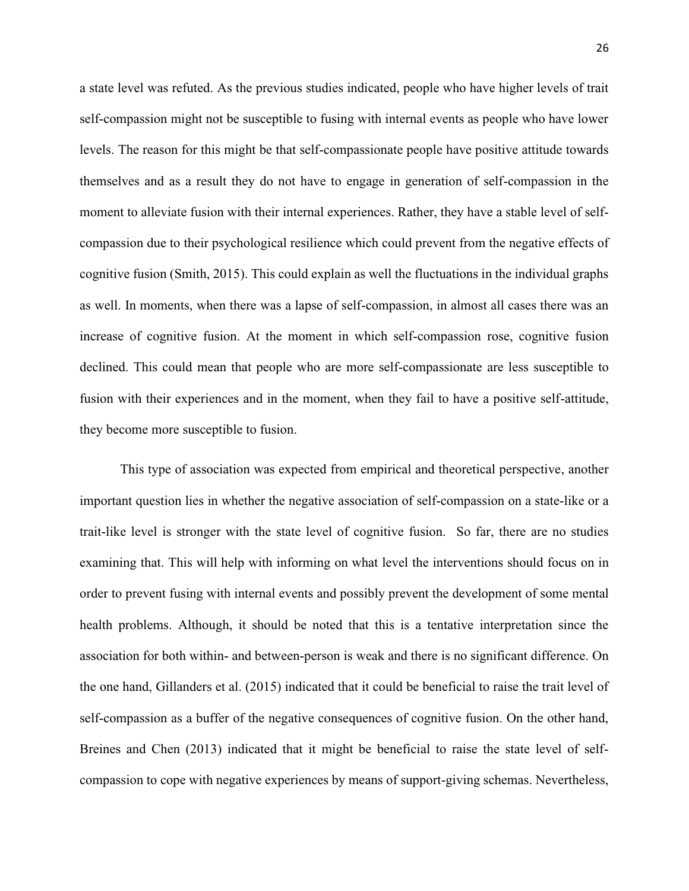a state level was refuted. As the previous studies indicated, people who have higher levels of trait self-compassion might not be susceptible to fusing with internal events as people who have lower levels. The reason for this might be that self-compassionate people have positive attitude towards themselves and as a result they do not have to engage in generation of self-compassion in the moment to alleviate fusion with their internal experiences. Rather, they have a stable level of self-compassion due to their psychological resilience which could prevent from the negative effects of cognitive fusion (Smith, 2015). This could explain as well the fluctuations in the individual graphs as well. In moments, when there was a lapse of self-compassion, in almost all cases there was an increase of cognitive fusion. At the moment in which self-compassion rose, cognitive fusion declined. This could mean that people who are more self-compassionate are less susceptible to fusion with their experiences and in the moment, when they fail to have a positive self-attitude, they become more susceptible to fusion.

This type of association was expected from empirical and theoretical perspective, another important question lies in whether the negative association of self-compassion on a state-like or a trait-like level is stronger with the state level of cognitive fusion. So far, there are no studies examining that. This will help with informing on what level the interventions should focus on in order to prevent fusing with internal events and possibly prevent the development of some mental health problems. Although, it should be noted that this is a tentative interpretation since the association for both within- and between-person is weak and there is no significant difference. On the one hand, Gillanders et al. (2015) indicated that it could be beneficial to raise the trait level of self-compassion as a buffer of the negative consequences of cognitive fusion. On the other hand, Breines and Chen (2013) indicated that it might be beneficial to raise the state level of self-compassion to cope with negative experiences by means of support-giving schemas. Nevertheless,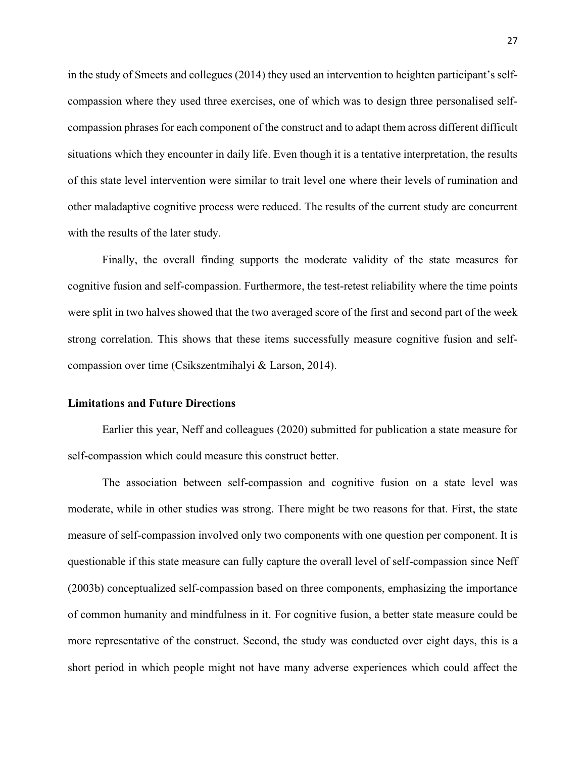in the study of Smeets and collegues (2014) they used an intervention to heighten participant's self-compassion where they used three exercises, one of which was to design three personalised self-compassion phrases for each component of the construct and to adapt them across different difficult situations which they encounter in daily life. Even though it is a tentative interpretation, the results of this state level intervention were similar to trait level one where their levels of rumination and other maladaptive cognitive process were reduced. The results of the current study are concurrent with the results of the later study.

Finally, the overall finding supports the moderate validity of the state measures for cognitive fusion and self-compassion. Furthermore, the test-retest reliability where the time points were split in two halves showed that the two averaged score of the first and second part of the week strong correlation. This shows that these items successfully measure cognitive fusion and self-compassion over time (Csikszentmihalyi & Larson, 2014).

**Limitations and Future Directions**

Earlier this year, Neff and colleagues (2020) submitted for publication a state measure for self-compassion which could measure this construct better.

The association between self-compassion and cognitive fusion on a state level was moderate, while in other studies was strong. There might be two reasons for that. First, the state measure of self-compassion involved only two components with one question per component. It is questionable if this state measure can fully capture the overall level of self-compassion since Neff (2003b) conceptualized self-compassion based on three components, emphasizing the importance of common humanity and mindfulness in it. For cognitive fusion, a better state measure could be more representative of the construct. Second, the study was conducted over eight days, this is a short period in which people might not have many adverse experiences which could affect the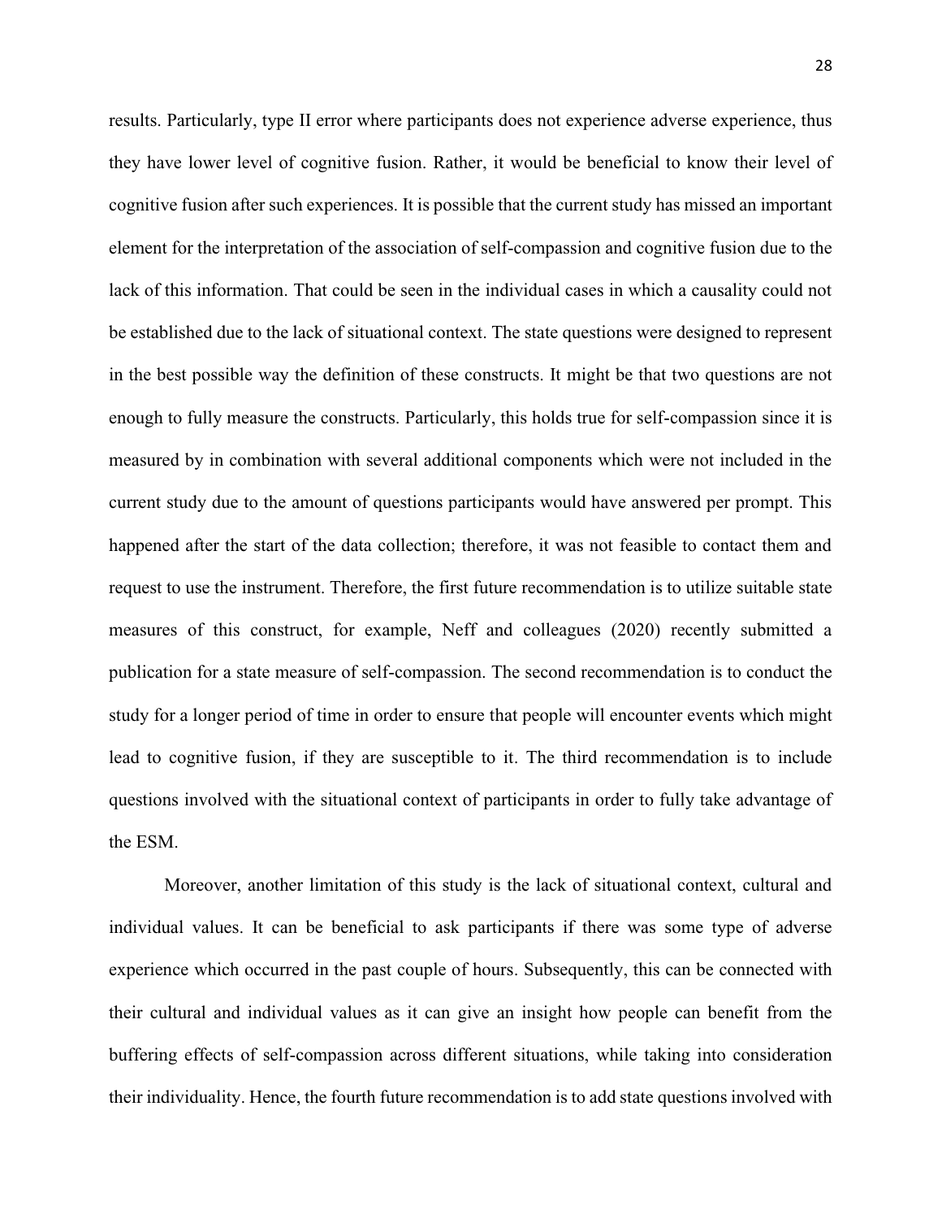results. Particularly, type II error where participants does not experience adverse experience, thus they have lower level of cognitive fusion. Rather, it would be beneficial to know their level of cognitive fusion after such experiences. It is possible that the current study has missed an important element for the interpretation of the association of self-compassion and cognitive fusion due to the lack of this information. That could be seen in the individual cases in which a causality could not be established due to the lack of situational context. The state questions were designed to represent in the best possible way the definition of these constructs. It might be that two questions are not enough to fully measure the constructs. Particularly, this holds true for self-compassion since it is measured by in combination with several additional components which were not included in the current study due to the amount of questions participants would have answered per prompt. This happened after the start of the data collection; therefore, it was not feasible to contact them and request to use the instrument. Therefore, the first future recommendation is to utilize suitable state measures of this construct, for example, Neff and colleagues (2020) recently submitted a publication for a state measure of self-compassion. The second recommendation is to conduct the study for a longer period of time in order to ensure that people will encounter events which might lead to cognitive fusion, if they are susceptible to it. The third recommendation is to include questions involved with the situational context of participants in order to fully take advantage of the ESM.

Moreover, another limitation of this study is the lack of situational context, cultural and individual values. It can be beneficial to ask participants if there was some type of adverse experience which occurred in the past couple of hours. Subsequently, this can be connected with their cultural and individual values as it can give an insight how people can benefit from the buffering effects of self-compassion across different situations, while taking into consideration their individuality. Hence, the fourth future recommendation is to add state questions involved with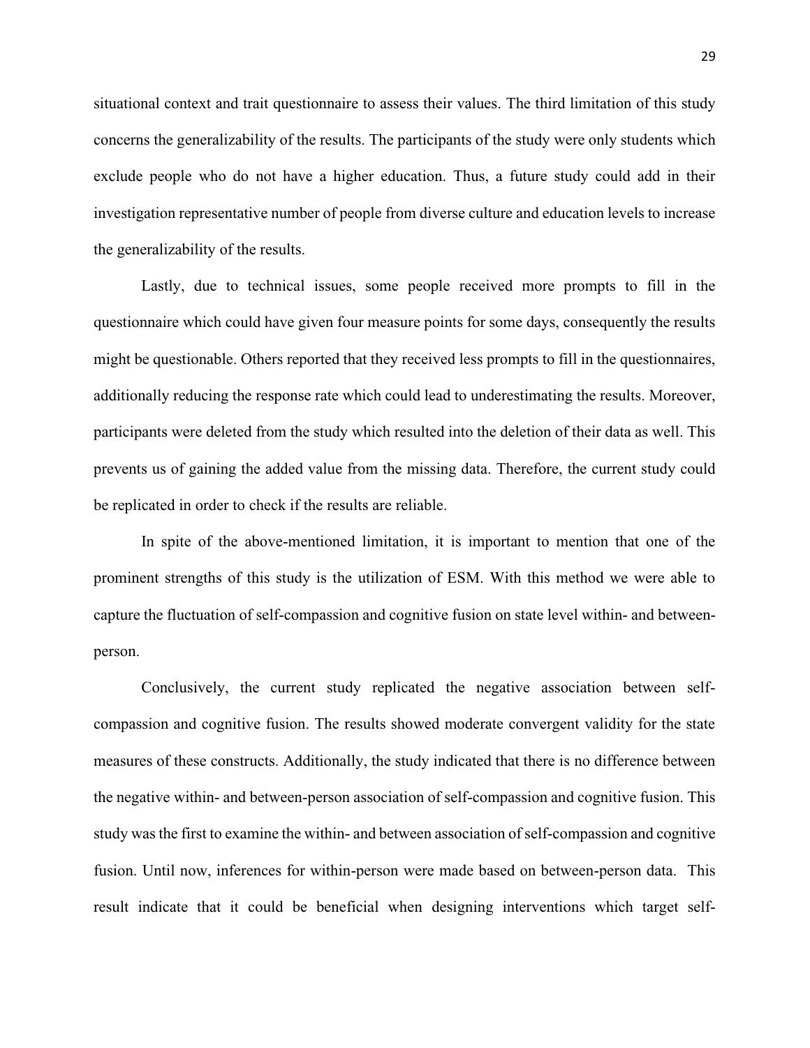situational context and trait questionnaire to assess their values. The third limitation of this study concerns the generalizability of the results. The participants of the study were only students which exclude people who do not have a higher education. Thus, a future study could add in their investigation representative number of people from diverse culture and education levels to increase the generalizability of the results.

Lastly, due to technical issues, some people received more prompts to fill in the questionnaire which could have given four measure points for some days, consequently the results might be questionable. Others reported that they received less prompts to fill in the questionnaires, additionally reducing the response rate which could lead to underestimating the results. Moreover, participants were deleted from the study which resulted into the deletion of their data as well. This prevents us of gaining the added value from the missing data. Therefore, the current study could be replicated in order to check if the results are reliable.

In spite of the above-mentioned limitation, it is important to mention that one of the prominent strengths of this study is the utilization of ESM. With this method we were able to capture the fluctuation of self-compassion and cognitive fusion on state level within- and between-person.

Conclusively, the current study replicated the negative association between self-compassion and cognitive fusion. The results showed moderate convergent validity for the state measures of these constructs. Additionally, the study indicated that there is no difference between the negative within- and between-person association of self-compassion and cognitive fusion. This study was the first to examine the within- and between association of self-compassion and cognitive fusion. Until now, inferences for within-person were made based on between-person data. This result indicate that it could be beneficial when designing interventions which target self-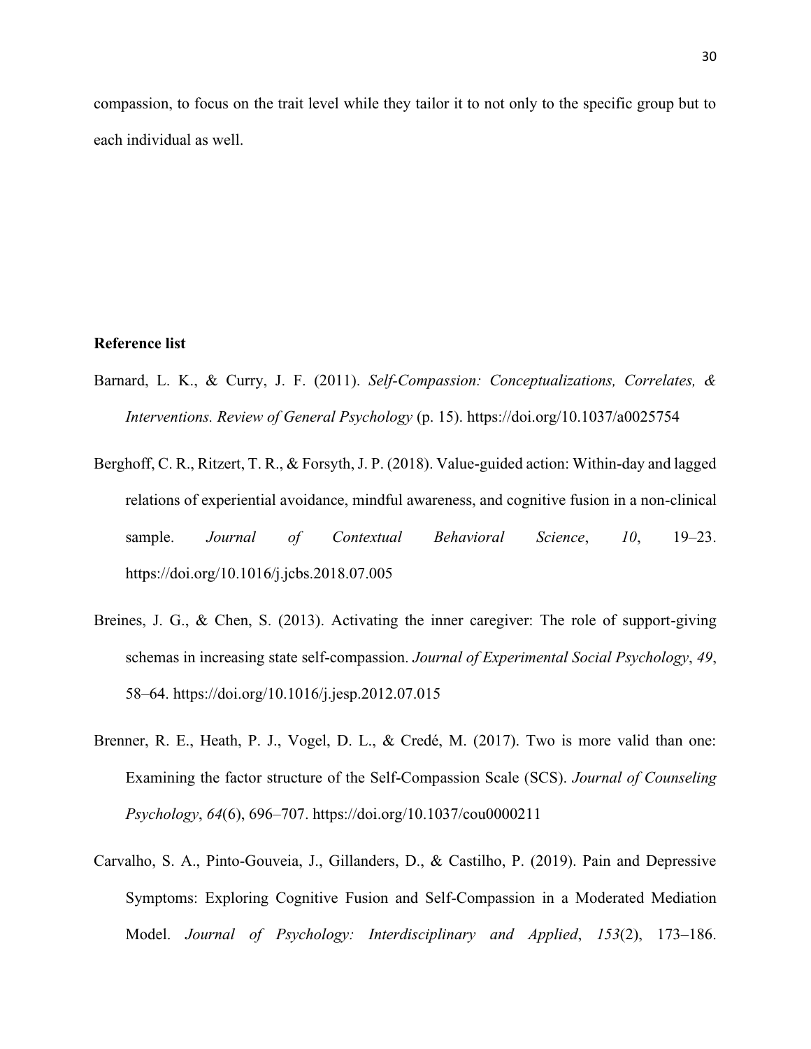compassion, to focus on the trait level while they tailor it to not only to the specific group but to each individual as well.

**Reference list**

Barnard, L. K., & Curry, J. F. (2011). *Self-Compassion: Conceptualizations, Correlates, & Interventions. Review of General Psychology* (p. 15). https://doi.org/10.1037/a0025754

Berghoff, C. R., Ritzert, T. R., & Forsyth, J. P. (2018). Value-guided action: Within-day and lagged relations of experiential avoidance, mindful awareness, and cognitive fusion in a non-clinical sample. *Journal of Contextual Behavioral Science*, *10*, 19–23. https://doi.org/10.1016/j.jcbs.2018.07.005

Breines, J. G., & Chen, S. (2013). Activating the inner caregiver: The role of support-giving schemas in increasing state self-compassion. *Journal of Experimental Social Psychology*, *49*, 58–64. https://doi.org/10.1016/j.jesp.2012.07.015

Brenner, R. E., Heath, P. J., Vogel, D. L., & Credé, M. (2017). Two is more valid than one: Examining the factor structure of the Self-Compassion Scale (SCS). *Journal of Counseling Psychology*, *64*(6), 696–707. https://doi.org/10.1037/cou0000211

Carvalho, S. A., Pinto-Gouveia, J., Gillanders, D., & Castilho, P. (2019). Pain and Depressive Symptoms: Exploring Cognitive Fusion and Self-Compassion in a Moderated Mediation Model. *Journal of Psychology: Interdisciplinary and Applied*, *153*(2), 173–186.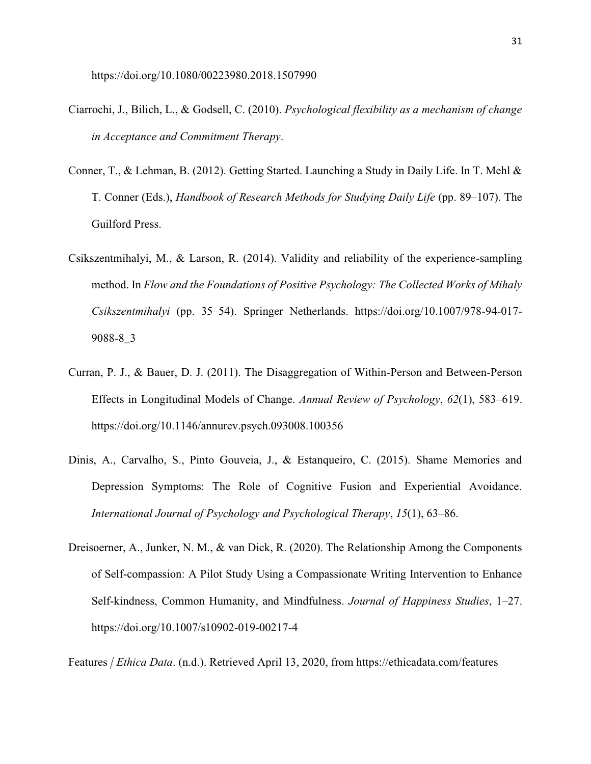https://doi.org/10.1080/00223980.2018.1507990

Ciarrochi, J., Bilich, L., & Godsell, C. (2010). *Psychological flexibility as a mechanism of change in Acceptance and Commitment Therapy*.

Conner, T., & Lehman, B. (2012). Getting Started. Launching a Study in Daily Life. In T. Mehl & T. Conner (Eds.), *Handbook of Research Methods for Studying Daily Life* (pp. 89–107). The Guilford Press.

Csikszentmihalyi, M., & Larson, R. (2014). Validity and reliability of the experience-sampling method. In *Flow and the Foundations of Positive Psychology: The Collected Works of Mihaly Csikszentmihalyi* (pp. 35–54). Springer Netherlands. https://doi.org/10.1007/978-94-017-9088-8_3

Curran, P. J., & Bauer, D. J. (2011). The Disaggregation of Within-Person and Between-Person Effects in Longitudinal Models of Change. *Annual Review of Psychology*, *62*(1), 583–619. https://doi.org/10.1146/annurev.psych.093008.100356

Dinis, A., Carvalho, S., Pinto Gouveia, J., & Estanqueiro, C. (2015). Shame Memories and Depression Symptoms: The Role of Cognitive Fusion and Experiential Avoidance. *International Journal of Psychology and Psychological Therapy*, *15*(1), 63–86.

Dreisoerner, A., Junker, N. M., & van Dick, R. (2020). The Relationship Among the Components of Self-compassion: A Pilot Study Using a Compassionate Writing Intervention to Enhance Self-kindness, Common Humanity, and Mindfulness. *Journal of Happiness Studies*, 1–27. https://doi.org/10.1007/s10902-019-00217-4

Features | *Ethica Data*. (n.d.). Retrieved April 13, 2020, from https://ethicadata.com/features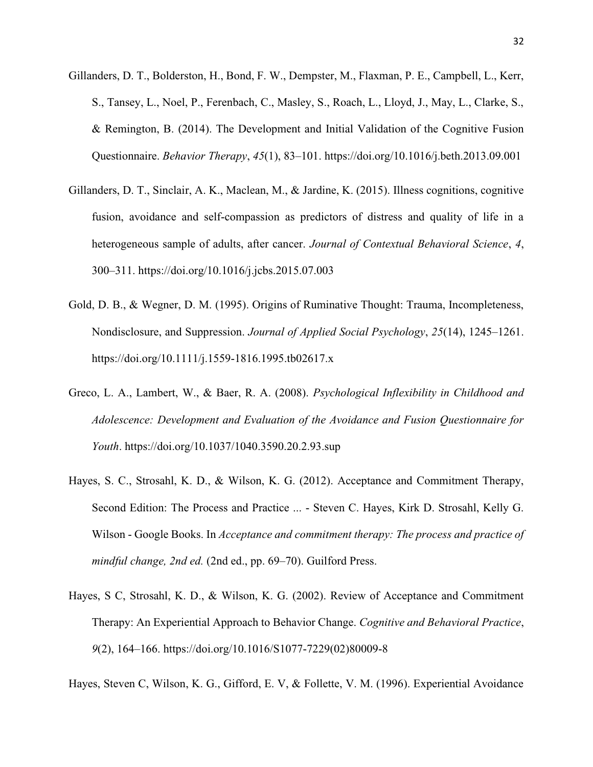Gillanders, D. T., Bolderston, H., Bond, F. W., Dempster, M., Flaxman, P. E., Campbell, L., Kerr, S., Tansey, L., Noel, P., Ferenbach, C., Masley, S., Roach, L., Lloyd, J., May, L., Clarke, S., & Remington, B. (2014). The Development and Initial Validation of the Cognitive Fusion Questionnaire. *Behavior Therapy*, *45*(1), 83–101. https://doi.org/10.1016/j.beth.2013.09.001

Gillanders, D. T., Sinclair, A. K., Maclean, M., & Jardine, K. (2015). Illness cognitions, cognitive fusion, avoidance and self-compassion as predictors of distress and quality of life in a heterogeneous sample of adults, after cancer. *Journal of Contextual Behavioral Science*, *4*, 300–311. https://doi.org/10.1016/j.jcbs.2015.07.003

Gold, D. B., & Wegner, D. M. (1995). Origins of Ruminative Thought: Trauma, Incompleteness, Nondisclosure, and Suppression. *Journal of Applied Social Psychology*, *25*(14), 1245–1261. https://doi.org/10.1111/j.1559-1816.1995.tb02617.x

Greco, L. A., Lambert, W., & Baer, R. A. (2008). *Psychological Inflexibility in Childhood and Adolescence: Development and Evaluation of the Avoidance and Fusion Questionnaire for Youth*. https://doi.org/10.1037/1040.3590.20.2.93.sup

Hayes, S. C., Strosahl, K. D., & Wilson, K. G. (2012). Acceptance and Commitment Therapy, Second Edition: The Process and Practice ... - Steven C. Hayes, Kirk D. Strosahl, Kelly G. Wilson - Google Books. In *Acceptance and commitment therapy: The process and practice of mindful change, 2nd ed.* (2nd ed., pp. 69–70). Guilford Press.

Hayes, S C, Strosahl, K. D., & Wilson, K. G. (2002). Review of Acceptance and Commitment Therapy: An Experiential Approach to Behavior Change. *Cognitive and Behavioral Practice*, *9*(2), 164–166. https://doi.org/10.1016/S1077-7229(02)80009-8

Hayes, Steven C, Wilson, K. G., Gifford, E. V, & Follette, V. M. (1996). Experiential Avoidance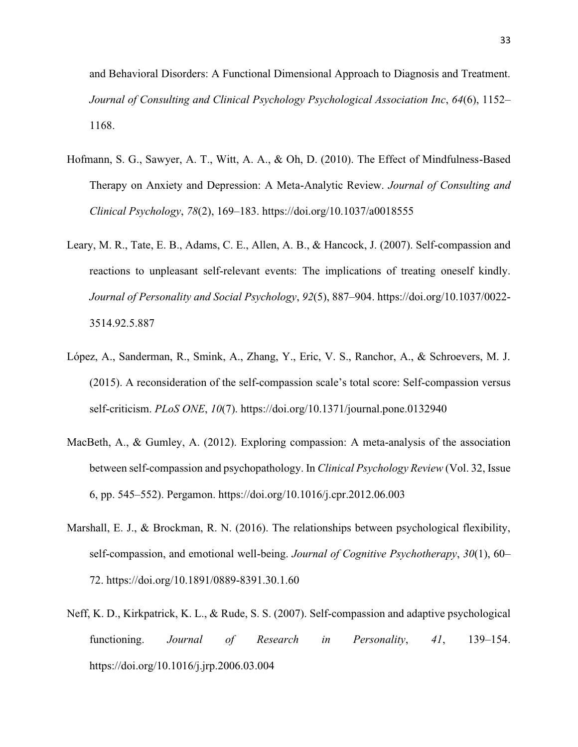and Behavioral Disorders: A Functional Dimensional Approach to Diagnosis and Treatment. *Journal of Consulting and Clinical Psychology Psychological Association Inc*, *64*(6), 1152–1168.

Hofmann, S. G., Sawyer, A. T., Witt, A. A., & Oh, D. (2010). The Effect of Mindfulness-Based Therapy on Anxiety and Depression: A Meta-Analytic Review. *Journal of Consulting and Clinical Psychology*, *78*(2), 169–183. https://doi.org/10.1037/a0018555

Leary, M. R., Tate, E. B., Adams, C. E., Allen, A. B., & Hancock, J. (2007). Self-compassion and reactions to unpleasant self-relevant events: The implications of treating oneself kindly. *Journal of Personality and Social Psychology*, *92*(5), 887–904. https://doi.org/10.1037/0022-3514.92.5.887

López, A., Sanderman, R., Smink, A., Zhang, Y., Eric, V. S., Ranchor, A., & Schroevers, M. J. (2015). A reconsideration of the self-compassion scale's total score: Self-compassion versus self-criticism. *PLoS ONE*, *10*(7). https://doi.org/10.1371/journal.pone.0132940

MacBeth, A., & Gumley, A. (2012). Exploring compassion: A meta-analysis of the association between self-compassion and psychopathology. In *Clinical Psychology Review* (Vol. 32, Issue 6, pp. 545–552). Pergamon. https://doi.org/10.1016/j.cpr.2012.06.003

Marshall, E. J., & Brockman, R. N. (2016). The relationships between psychological flexibility, self-compassion, and emotional well-being. *Journal of Cognitive Psychotherapy*, *30*(1), 60–72. https://doi.org/10.1891/0889-8391.30.1.60

Neff, K. D., Kirkpatrick, K. L., & Rude, S. S. (2007). Self-compassion and adaptive psychological functioning. *Journal of Research in Personality*, *41*, 139–154. https://doi.org/10.1016/j.jrp.2006.03.004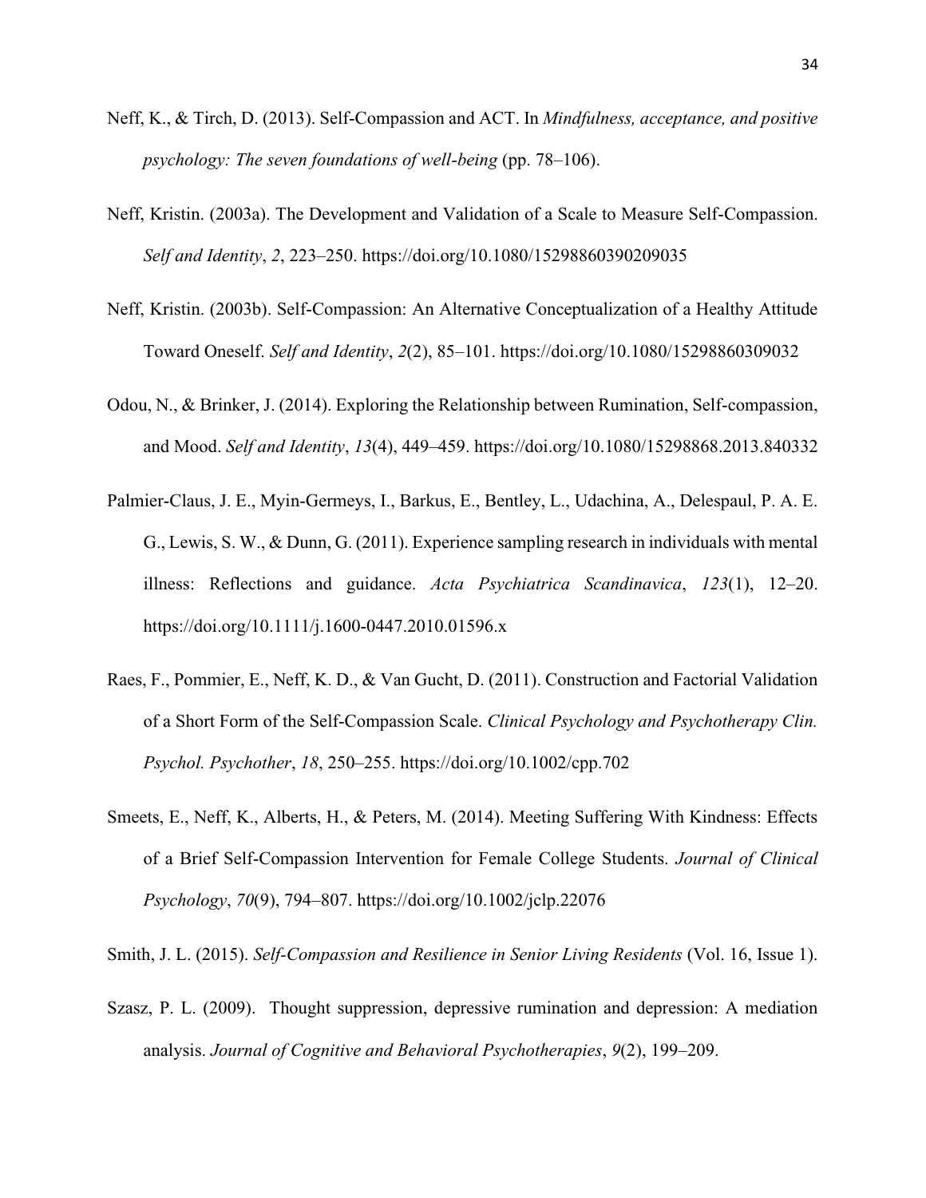Neff, K., & Tirch, D. (2013). Self-Compassion and ACT. In *Mindfulness, acceptance, and positive psychology: The seven foundations of well-being* (pp. 78–106).

Neff, Kristin. (2003a). The Development and Validation of a Scale to Measure Self-Compassion. *Self and Identity*, *2*, 223–250. https://doi.org/10.1080/15298860390209035

Neff, Kristin. (2003b). Self-Compassion: An Alternative Conceptualization of a Healthy Attitude Toward Oneself. *Self and Identity*, *2*(2), 85–101. https://doi.org/10.1080/15298860309032

Odou, N., & Brinker, J. (2014). Exploring the Relationship between Rumination, Self-compassion, and Mood. *Self and Identity*, *13*(4), 449–459. https://doi.org/10.1080/15298868.2013.840332

Palmier-Claus, J. E., Myin-Germeys, I., Barkus, E., Bentley, L., Udachina, A., Delespaul, P. A. E. G., Lewis, S. W., & Dunn, G. (2011). Experience sampling research in individuals with mental illness: Reflections and guidance. *Acta Psychiatrica Scandinavica*, *123*(1), 12–20. https://doi.org/10.1111/j.1600-0447.2010.01596.x

Raes, F., Pommier, E., Neff, K. D., & Van Gucht, D. (2011). Construction and Factorial Validation of a Short Form of the Self-Compassion Scale. *Clinical Psychology and Psychotherapy Clin. Psychol. Psychother*, *18*, 250–255. https://doi.org/10.1002/cpp.702

Smeets, E., Neff, K., Alberts, H., & Peters, M. (2014). Meeting Suffering With Kindness: Effects of a Brief Self-Compassion Intervention for Female College Students. *Journal of Clinical Psychology*, *70*(9), 794–807. https://doi.org/10.1002/jclp.22076

Smith, J. L. (2015). *Self-Compassion and Resilience in Senior Living Residents* (Vol. 16, Issue 1).

Szasz, P. L. (2009). Thought suppression, depressive rumination and depression: A mediation analysis. *Journal of Cognitive and Behavioral Psychotherapies*, *9*(2), 199–209.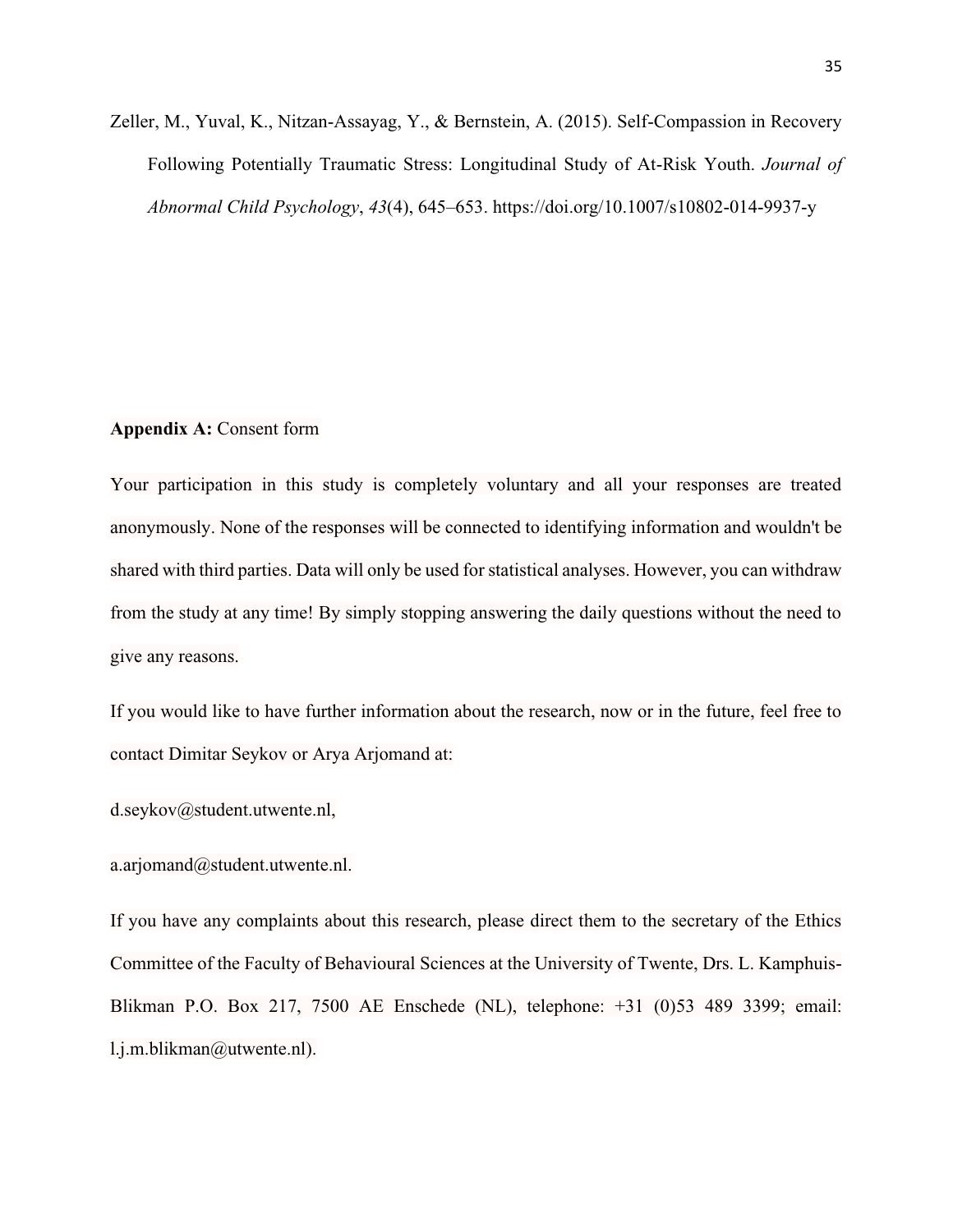Zeller, M., Yuval, K., Nitzan-Assayag, Y., & Bernstein, A. (2015). Self-Compassion in Recovery Following Potentially Traumatic Stress: Longitudinal Study of At-Risk Youth. *Journal of Abnormal Child Psychology*, *43*(4), 645–653. https://doi.org/10.1007/s10802-014-9937-y

**Appendix A:** Consent form

Your participation in this study is completely voluntary and all your responses are treated anonymously. None of the responses will be connected to identifying information and wouldn't be shared with third parties. Data will only be used for statistical analyses. However, you can withdraw from the study at any time! By simply stopping answering the daily questions without the need to give any reasons.

If you would like to have further information about the research, now or in the future, feel free to contact Dimitar Seykov or Arya Arjomand at:

d.seykov@student.utwente.nl,

a.arjomand@student.utwente.nl.

If you have any complaints about this research, please direct them to the secretary of the Ethics Committee of the Faculty of Behavioural Sciences at the University of Twente, Drs. L. Kamphuis-Blikman P.O. Box 217, 7500 AE Enschede (NL), telephone: +31 (0)53 489 3399; email: l.j.m.blikman@utwente.nl).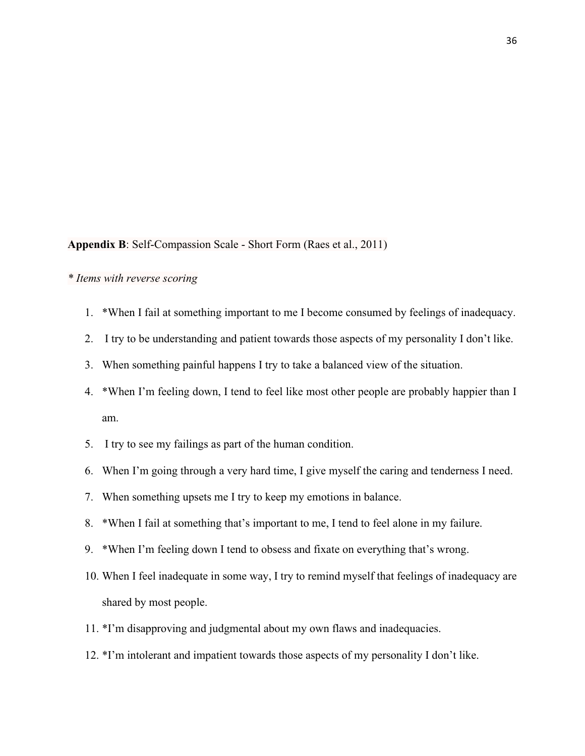**Appendix B**: Self-Compassion Scale - Short Form (Raes et al., 2011)

*\* Items with reverse scoring*

1. *When I fail at something important to me I become consumed by feelings of inadequacy.
2. I try to be understanding and patient towards those aspects of my personality I don't like.
3. When something painful happens I try to take a balanced view of the situation.
4. *When I'm feeling down, I tend to feel like most other people are probably happier than I am.
5. I try to see my failings as part of the human condition.
6. When I'm going through a very hard time, I give myself the caring and tenderness I need.
7. When something upsets me I try to keep my emotions in balance.
8. *When I fail at something that's important to me, I tend to feel alone in my failure.
9. *When I'm feeling down I tend to obsess and fixate on everything that's wrong.
10. When I feel inadequate in some way, I try to remind myself that feelings of inadequacy are shared by most people.
11. *I'm disapproving and judgmental about my own flaws and inadequacies.
12. *I'm intolerant and impatient towards those aspects of my personality I don't like.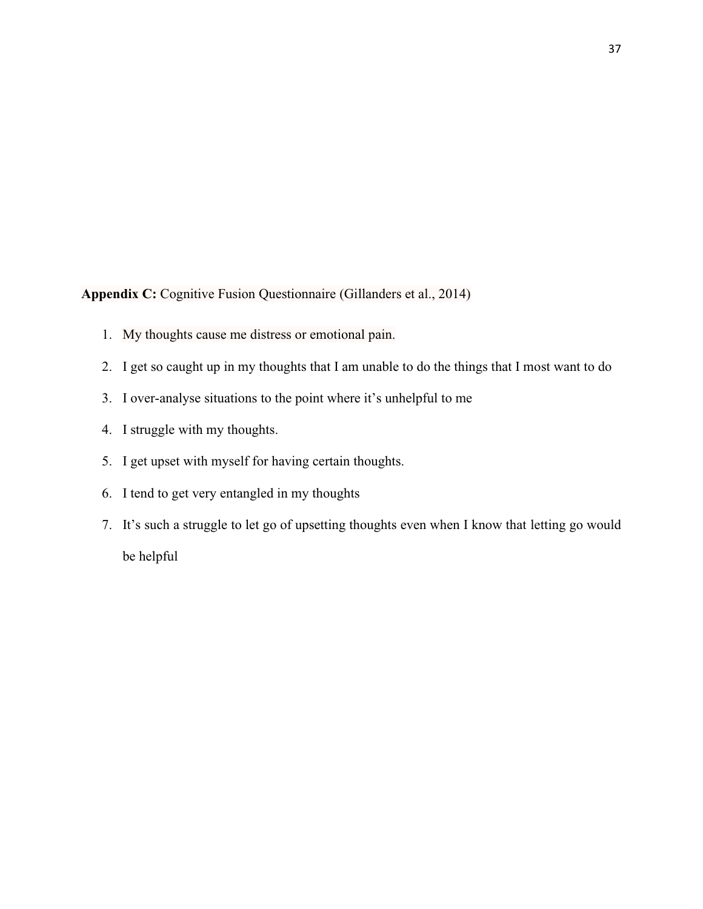**Appendix C:** Cognitive Fusion Questionnaire (Gillanders et al., 2014)

1. My thoughts cause me distress or emotional pain.
2. I get so caught up in my thoughts that I am unable to do the things that I most want to do
3. I over-analyse situations to the point where it's unhelpful to me
4. I struggle with my thoughts.
5. I get upset with myself for having certain thoughts.
6. I tend to get very entangled in my thoughts
7. It's such a struggle to let go of upsetting thoughts even when I know that letting go would be helpful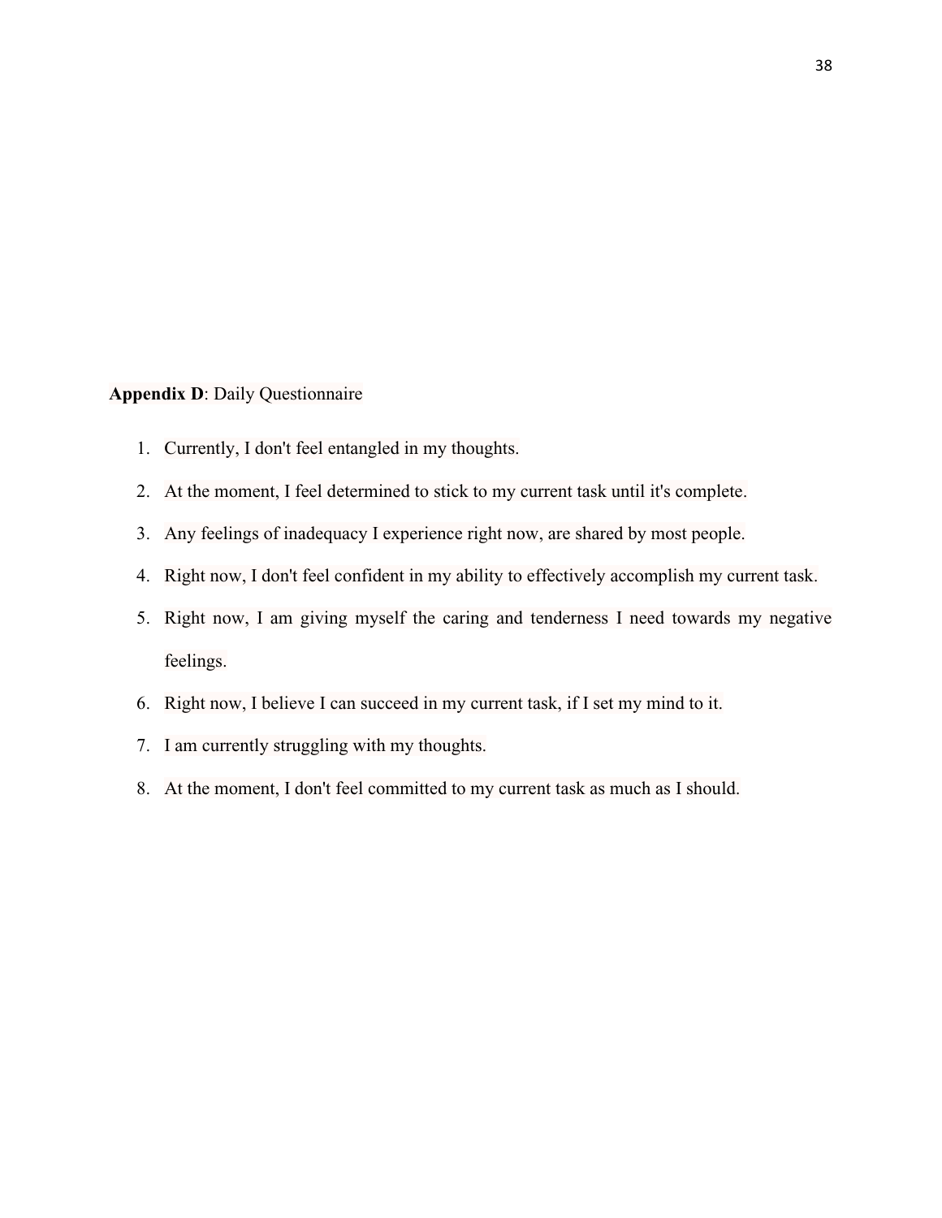**Appendix D**: Daily Questionnaire

1. Currently, I don't feel entangled in my thoughts.
2. At the moment, I feel determined to stick to my current task until it's complete.
3. Any feelings of inadequacy I experience right now, are shared by most people.
4. Right now, I don't feel confident in my ability to effectively accomplish my current task.
5. Right now, I am giving myself the caring and tenderness I need towards my negative feelings.
6. Right now, I believe I can succeed in my current task, if I set my mind to it.
7. I am currently struggling with my thoughts.
8. At the moment, I don't feel committed to my current task as much as I should.